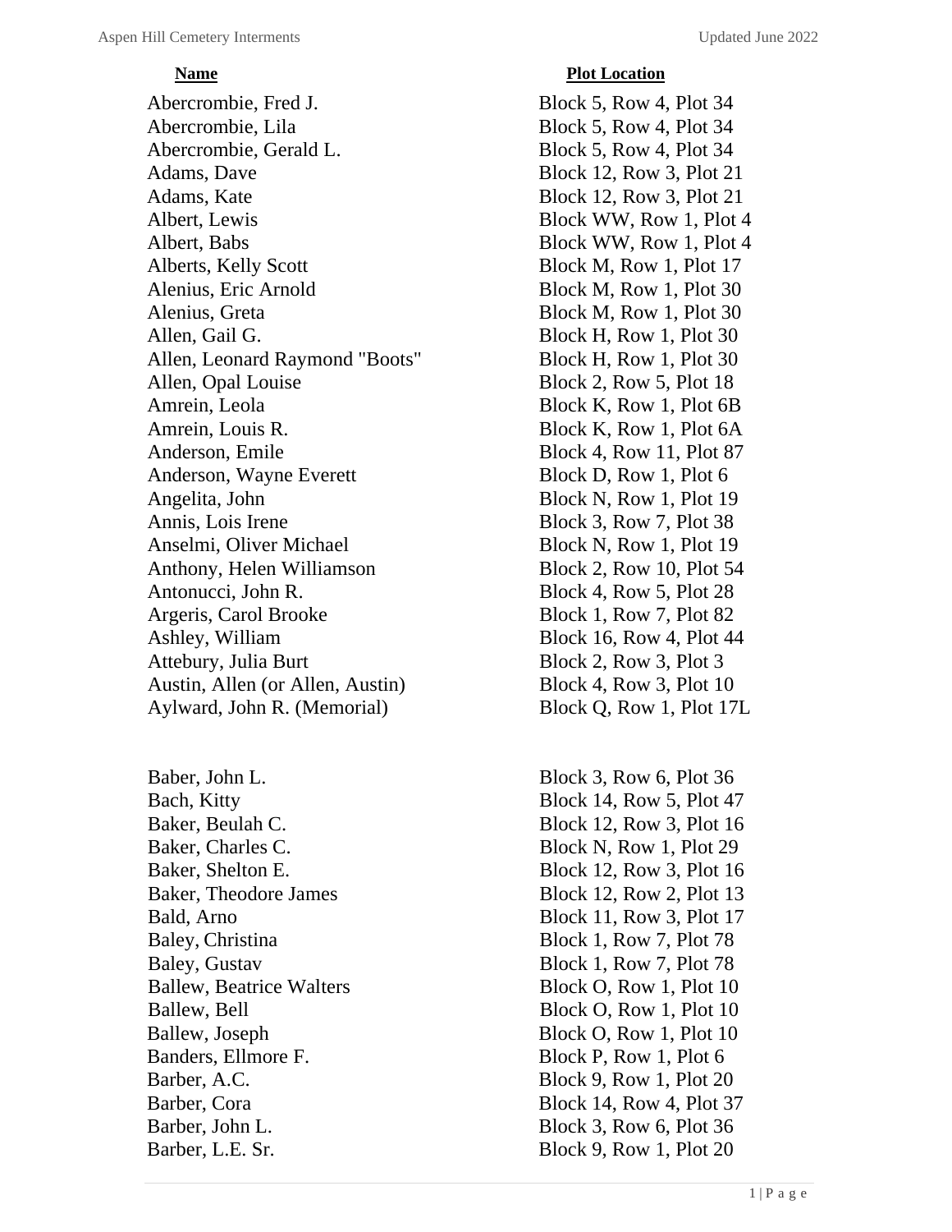| Name | Plot Location |
| --- | --- |
| Abercrombie, Fred J. | Block 5, Row 4, Plot 34 |
| Abercrombie, Lila | Block 5, Row 4, Plot 34 |
| Abercrombie, Gerald L. | Block 5, Row 4, Plot 34 |
| Adams, Dave | Block 12, Row 3, Plot 21 |
| Adams, Kate | Block 12, Row 3, Plot 21 |
| Albert, Lewis | Block WW, Row 1, Plot 4 |
| Albert, Babs | Block WW, Row 1, Plot 4 |
| Alberts, Kelly Scott | Block M, Row 1, Plot 17 |
| Alenius, Eric Arnold | Block M, Row 1, Plot 30 |
| Alenius, Greta | Block M, Row 1, Plot 30 |
| Allen, Gail G. | Block H, Row 1, Plot 30 |
| Allen, Leonard Raymond "Boots" | Block H, Row 1, Plot 30 |
| Allen, Opal Louise | Block 2, Row 5, Plot 18 |
| Amrein, Leola | Block K, Row 1, Plot 6B |
| Amrein, Louis R. | Block K, Row 1, Plot 6A |
| Anderson, Emile | Block 4, Row 11, Plot 87 |
| Anderson, Wayne Everett | Block D, Row 1, Plot 6 |
| Angelita, John | Block N, Row 1, Plot 19 |
| Annis, Lois Irene | Block 3, Row 7, Plot 38 |
| Anselmi, Oliver Michael | Block N, Row 1, Plot 19 |
| Anthony, Helen Williamson | Block 2, Row 10, Plot 54 |
| Antonucci, John R. | Block 4, Row 5, Plot 28 |
| Argeris, Carol Brooke | Block 1, Row 7, Plot 82 |
| Ashley, William | Block 16, Row 4, Plot 44 |
| Attebury, Julia Burt | Block 2, Row 3, Plot 3 |
| Austin, Allen (or Allen, Austin) | Block 4, Row 3, Plot 10 |
| Aylward, John R. (Memorial) | Block Q, Row 1, Plot 17L |
| | |
| Baber, John L. | Block 3, Row 6, Plot 36 |
| Bach, Kitty | Block 14, Row 5, Plot 47 |
| Baker, Beulah C. | Block 12, Row 3, Plot 16 |
| Baker, Charles C. | Block N, Row 1, Plot 29 |
| Baker, Shelton E. | Block 12, Row 3, Plot 16 |
| Baker, Theodore James | Block 12, Row 2, Plot 13 |
| Bald, Arno | Block 11, Row 3, Plot 17 |
| Baley, Christina | Block 1, Row 7, Plot 78 |
| Baley, Gustav | Block 1, Row 7, Plot 78 |
| Ballew, Beatrice Walters | Block O, Row 1, Plot 10 |
| Ballew, Bell | Block O, Row 1, Plot 10 |
| Ballew, Joseph | Block O, Row 1, Plot 10 |
| Banders, Ellmore F. | Block P, Row 1, Plot 6 |
| Barber, A.C. | Block 9, Row 1, Plot 20 |
| Barber, Cora | Block 14, Row 4, Plot 37 |
| Barber, John L. | Block 3, Row 6, Plot 36 |
| Barber, L.E. Sr. | Block 9, Row 1, Plot 20 |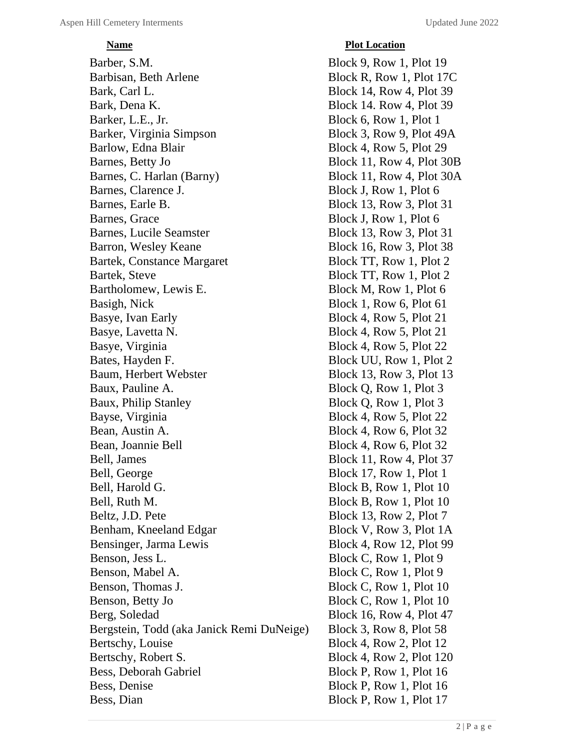| Name | Plot Location |
| --- | --- |
| Barber, S.M. | Block 9, Row 1, Plot 19 |
| Barbisan, Beth Arlene | Block R, Row 1, Plot 17C |
| Bark, Carl L. | Block 14, Row 4, Plot 39 |
| Bark, Dena K. | Block 14. Row 4, Plot 39 |
| Barker, L.E., Jr. | Block 6, Row 1, Plot 1 |
| Barker, Virginia Simpson | Block 3, Row 9, Plot 49A |
| Barlow, Edna Blair | Block 4, Row 5, Plot 29 |
| Barnes, Betty Jo | Block 11, Row 4, Plot 30B |
| Barnes, C. Harlan (Barny) | Block 11, Row 4, Plot 30A |
| Barnes, Clarence J. | Block J, Row 1, Plot 6 |
| Barnes, Earle B. | Block 13, Row 3, Plot 31 |
| Barnes, Grace | Block J, Row 1, Plot 6 |
| Barnes, Lucile Seamster | Block 13, Row 3, Plot 31 |
| Barron, Wesley Keane | Block 16, Row 3, Plot 38 |
| Bartek, Constance Margaret | Block TT, Row 1, Plot 2 |
| Bartek, Steve | Block TT, Row 1, Plot 2 |
| Bartholomew, Lewis E. | Block M, Row 1, Plot 6 |
| Basigh, Nick | Block 1, Row 6, Plot 61 |
| Basye, Ivan Early | Block 4, Row 5, Plot 21 |
| Basye, Lavetta N. | Block 4, Row 5, Plot 21 |
| Basye, Virginia | Block 4, Row 5, Plot 22 |
| Bates, Hayden F. | Block UU, Row 1, Plot 2 |
| Baum, Herbert Webster | Block 13, Row 3, Plot 13 |
| Baux, Pauline A. | Block Q, Row 1, Plot 3 |
| Baux, Philip Stanley | Block Q, Row 1, Plot 3 |
| Bayse, Virginia | Block 4, Row 5, Plot 22 |
| Bean, Austin A. | Block 4, Row 6, Plot 32 |
| Bean, Joannie Bell | Block 4, Row 6, Plot 32 |
| Bell, James | Block 11, Row 4, Plot 37 |
| Bell, George | Block 17, Row 1, Plot 1 |
| Bell, Harold G. | Block B, Row 1, Plot 10 |
| Bell, Ruth M. | Block B, Row 1, Plot 10 |
| Beltz, J.D. Pete | Block 13, Row 2, Plot 7 |
| Benham, Kneeland Edgar | Block V, Row 3, Plot 1A |
| Bensinger, Jarma Lewis | Block 4, Row 12, Plot 99 |
| Benson, Jess L. | Block C, Row 1, Plot 9 |
| Benson, Mabel A. | Block C, Row 1, Plot 9 |
| Benson, Thomas J. | Block C, Row 1, Plot 10 |
| Benson, Betty Jo | Block C, Row 1, Plot 10 |
| Berg, Soledad | Block 16, Row 4, Plot 47 |
| Bergstein, Todd (aka Janick Remi DuNeige) | Block 3, Row 8, Plot 58 |
| Bertschy, Louise | Block 4, Row 2, Plot 12 |
| Bertschy, Robert S. | Block 4, Row 2, Plot 120 |
| Bess, Deborah Gabriel | Block P, Row 1, Plot 16 |
| Bess, Denise | Block P, Row 1, Plot 16 |
| Bess, Dian | Block P, Row 1, Plot 17 |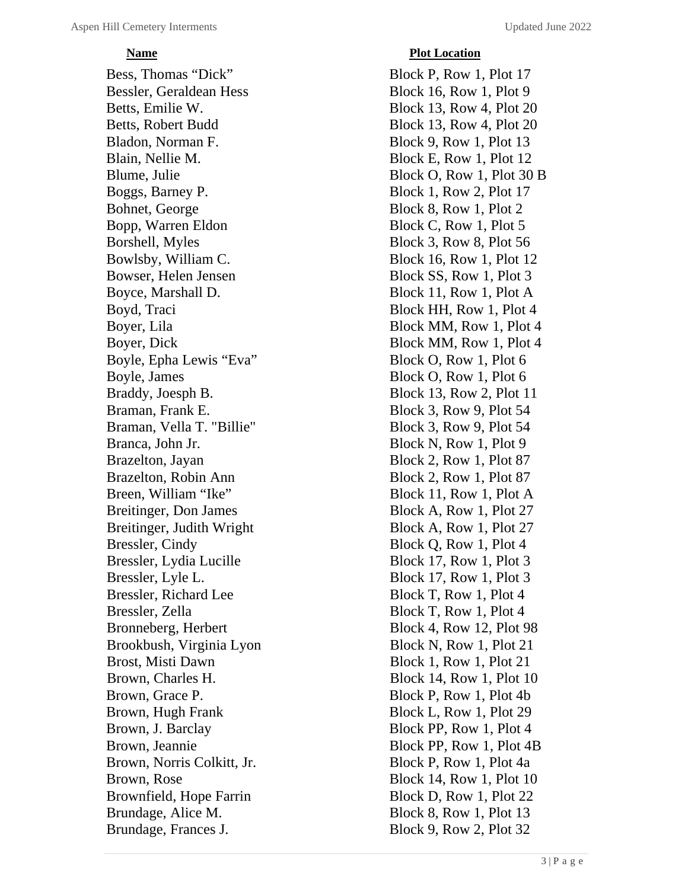| Name | Plot Location |
|---|---|
| Bess, Thomas “Dick” | Block P, Row 1, Plot 17 |
| Bessler, Geraldean Hess | Block 16, Row 1, Plot 9 |
| Betts, Emilie W. | Block 13, Row 4, Plot 20 |
| Betts, Robert Budd | Block 13, Row 4, Plot 20 |
| Bladon, Norman F. | Block 9, Row 1, Plot 13 |
| Blain, Nellie M. | Block E, Row 1, Plot 12 |
| Blume, Julie | Block O, Row 1, Plot 30 B |
| Boggs, Barney P. | Block 1, Row 2, Plot 17 |
| Bohnet, George | Block 8, Row 1, Plot 2 |
| Bopp, Warren Eldon | Block C, Row 1, Plot 5 |
| Borshell, Myles | Block 3, Row 8, Plot 56 |
| Bowlsby, William C. | Block 16, Row 1, Plot 12 |
| Bowser, Helen Jensen | Block SS, Row 1, Plot 3 |
| Boyce, Marshall D. | Block 11, Row 1, Plot A |
| Boyd, Traci | Block HH, Row 1, Plot 4 |
| Boyer, Lila | Block MM, Row 1, Plot 4 |
| Boyer, Dick | Block MM, Row 1, Plot 4 |
| Boyle, Epha Lewis “Eva” | Block O, Row 1, Plot 6 |
| Boyle, James | Block O, Row 1, Plot 6 |
| Braddy, Joesph B. | Block 13, Row 2, Plot 11 |
| Braman, Frank E. | Block 3, Row 9, Plot 54 |
| Braman, Vella T. "Billie" | Block 3, Row 9, Plot 54 |
| Branca, John Jr. | Block N, Row 1, Plot 9 |
| Brazelton, Jayan | Block 2, Row 1, Plot 87 |
| Brazelton, Robin Ann | Block 2, Row 1, Plot 87 |
| Breen, William “Ike” | Block 11, Row 1, Plot A |
| Breitinger, Don James | Block A, Row 1, Plot 27 |
| Breitinger, Judith Wright | Block A, Row 1, Plot 27 |
| Bressler, Cindy | Block Q, Row 1, Plot 4 |
| Bressler, Lydia Lucille | Block 17, Row 1, Plot 3 |
| Bressler, Lyle L. | Block 17, Row 1, Plot 3 |
| Bressler, Richard Lee | Block T, Row 1, Plot 4 |
| Bressler, Zella | Block T, Row 1, Plot 4 |
| Bronneberg, Herbert | Block 4, Row 12, Plot 98 |
| Brookbush, Virginia Lyon | Block N, Row 1, Plot 21 |
| Brost, Misti Dawn | Block 1, Row 1, Plot 21 |
| Brown, Charles H. | Block 14, Row 1, Plot 10 |
| Brown, Grace P. | Block P, Row 1, Plot 4b |
| Brown, Hugh Frank | Block L, Row 1, Plot 29 |
| Brown, J. Barclay | Block PP, Row 1, Plot 4 |
| Brown, Jeannie | Block PP, Row 1, Plot 4B |
| Brown, Norris Colkitt, Jr. | Block P, Row 1, Plot 4a |
| Brown, Rose | Block 14, Row 1, Plot 10 |
| Brownfield, Hope Farrin | Block D, Row 1, Plot 22 |
| Brundage, Alice M. | Block 8, Row 1, Plot 13 |
| Brundage, Frances J. | Block 9, Row 2, Plot 32 |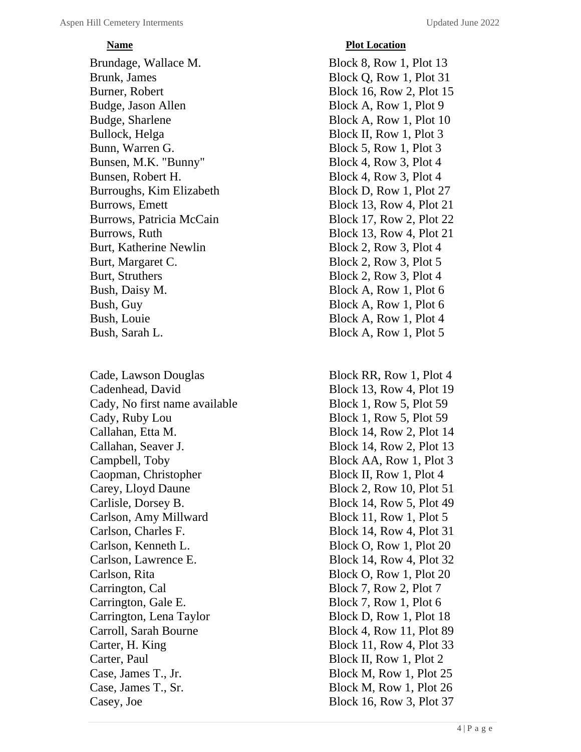| Name | Plot Location |
|---|---|
| Brundage, Wallace M. | Block 8, Row 1, Plot 13 |
| Brunk, James | Block Q, Row 1, Plot 31 |
| Burner, Robert | Block 16, Row 2, Plot 15 |
| Budge, Jason Allen | Block A, Row 1, Plot 9 |
| Budge, Sharlene | Block A, Row 1, Plot 10 |
| Bullock, Helga | Block II, Row 1, Plot 3 |
| Bunn, Warren G. | Block 5, Row 1, Plot 3 |
| Bunsen, M.K. "Bunny" | Block 4, Row 3, Plot 4 |
| Bunsen, Robert H. | Block 4, Row 3, Plot 4 |
| Burroughs, Kim Elizabeth | Block D, Row 1, Plot 27 |
| Burrows, Emett | Block 13, Row 4, Plot 21 |
| Burrows, Patricia McCain | Block 17, Row 2, Plot 22 |
| Burrows, Ruth | Block 13, Row 4, Plot 21 |
| Burt, Katherine Newlin | Block 2, Row 3, Plot 4 |
| Burt, Margaret C. | Block 2, Row 3, Plot 5 |
| Burt, Struthers | Block 2, Row 3, Plot 4 |
| Bush, Daisy M. | Block A, Row 1, Plot 6 |
| Bush, Guy | Block A, Row 1, Plot 6 |
| Bush, Louie | Block A, Row 1, Plot 4 |
| Bush, Sarah L. | Block A, Row 1, Plot 5 |
| | |
| Cade, Lawson Douglas | Block RR, Row 1, Plot 4 |
| Cadenhead, David | Block 13, Row 4, Plot 19 |
| Cady, No first name available | Block 1, Row 5, Plot 59 |
| Cady, Ruby Lou | Block 1, Row 5, Plot 59 |
| Callahan, Etta M. | Block 14, Row 2, Plot 14 |
| Callahan, Seaver J. | Block 14, Row 2, Plot 13 |
| Campbell, Toby | Block AA, Row 1, Plot 3 |
| Caopman, Christopher | Block II, Row 1, Plot 4 |
| Carey, Lloyd Daune | Block 2, Row 10, Plot 51 |
| Carlisle, Dorsey B. | Block 14, Row 5, Plot 49 |
| Carlson, Amy Millward | Block 11, Row 1, Plot 5 |
| Carlson, Charles F. | Block 14, Row 4, Plot 31 |
| Carlson, Kenneth L. | Block O, Row 1, Plot 20 |
| Carlson, Lawrence E. | Block 14, Row 4, Plot 32 |
| Carlson, Rita | Block O, Row 1, Plot 20 |
| Carrington, Cal | Block 7, Row 2, Plot 7 |
| Carrington, Gale E. | Block 7, Row 1, Plot 6 |
| Carrington, Lena Taylor | Block D, Row 1, Plot 18 |
| Carroll, Sarah Bourne | Block 4, Row 11, Plot 89 |
| Carter, H. King | Block 11, Row 4, Plot 33 |
| Carter, Paul | Block II, Row 1, Plot 2 |
| Case, James T., Jr. | Block M, Row 1, Plot 25 |
| Case, James T., Sr. | Block M, Row 1, Plot 26 |
| Casey, Joe | Block 16, Row 3, Plot 37 |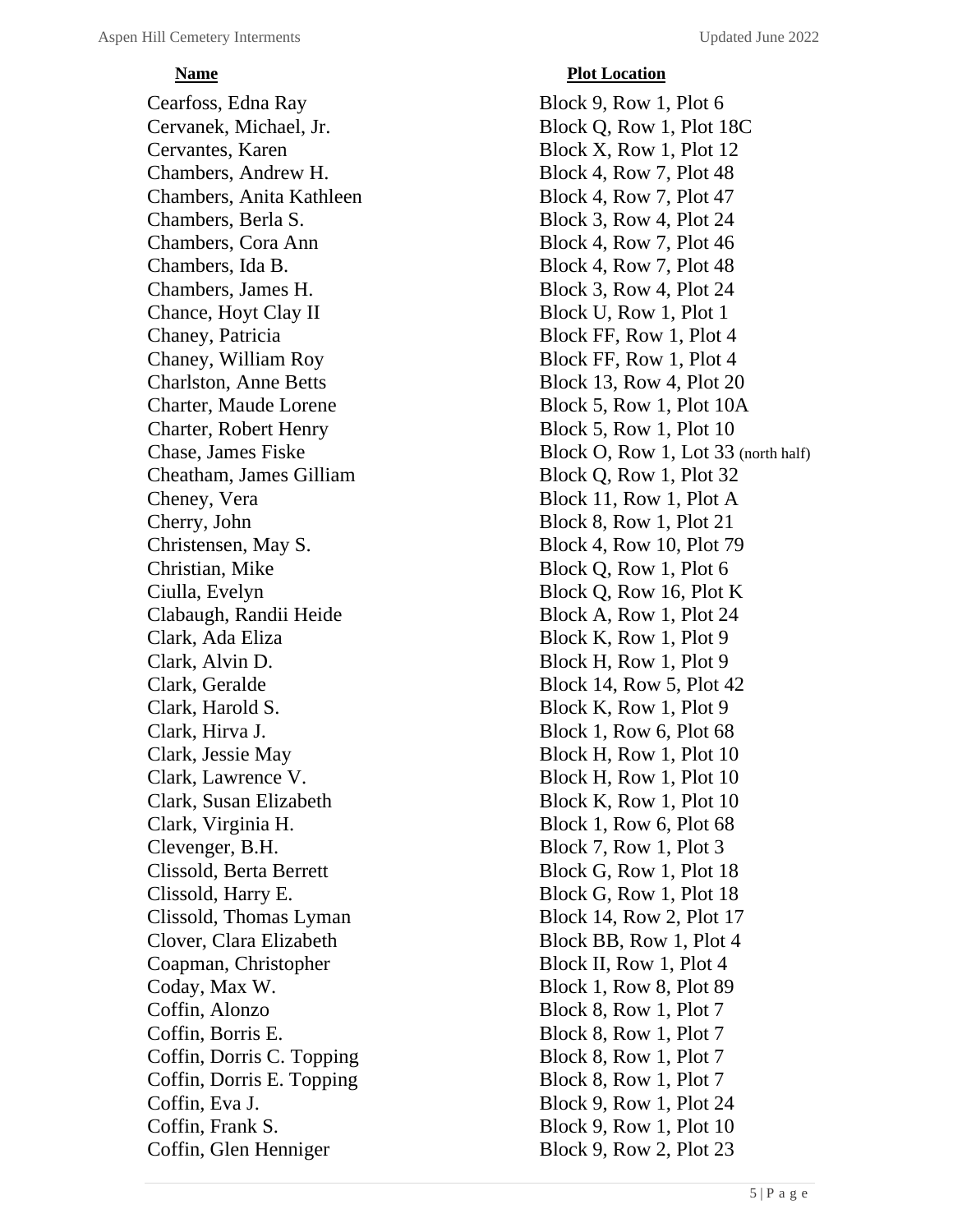| Name | Plot Location |
|---|---|
| Cearfoss, Edna Ray | Block 9, Row 1, Plot 6 |
| Cervanek, Michael, Jr. | Block Q, Row 1, Plot 18C |
| Cervantes, Karen | Block X, Row 1, Plot 12 |
| Chambers, Andrew H. | Block 4, Row 7, Plot 48 |
| Chambers, Anita Kathleen | Block 4, Row 7, Plot 47 |
| Chambers, Berla S. | Block 3, Row 4, Plot 24 |
| Chambers, Cora Ann | Block 4, Row 7, Plot 46 |
| Chambers, Ida B. | Block 4, Row 7, Plot 48 |
| Chambers, James H. | Block 3, Row 4, Plot 24 |
| Chance, Hoyt Clay II | Block U, Row 1, Plot 1 |
| Chaney, Patricia | Block FF, Row 1, Plot 4 |
| Chaney, William Roy | Block FF, Row 1, Plot 4 |
| Charlston, Anne Betts | Block 13, Row 4, Plot 20 |
| Charter, Maude Lorene | Block 5, Row 1, Plot 10A |
| Charter, Robert Henry | Block 5, Row 1, Plot 10 |
| Chase, James Fiske | Block O, Row 1, Lot 33 (north half) |
| Cheatham, James Gilliam | Block Q, Row 1, Plot 32 |
| Cheney, Vera | Block 11, Row 1, Plot A |
| Cherry, John | Block 8, Row 1, Plot 21 |
| Christensen, May S. | Block 4, Row 10, Plot 79 |
| Christian, Mike | Block Q, Row 1, Plot 6 |
| Ciulla, Evelyn | Block Q, Row 16, Plot K |
| Clabaugh, Randii Heide | Block A, Row 1, Plot 24 |
| Clark, Ada Eliza | Block K, Row 1, Plot 9 |
| Clark, Alvin D. | Block H, Row 1, Plot 9 |
| Clark, Geralde | Block 14, Row 5, Plot 42 |
| Clark, Harold S. | Block K, Row 1, Plot 9 |
| Clark, Hirva J. | Block 1, Row 6, Plot 68 |
| Clark, Jessie May | Block H, Row 1, Plot 10 |
| Clark, Lawrence V. | Block H, Row 1, Plot 10 |
| Clark, Susan Elizabeth | Block K, Row 1, Plot 10 |
| Clark, Virginia H. | Block 1, Row 6, Plot 68 |
| Clevenger, B.H. | Block 7, Row 1, Plot 3 |
| Clissold, Berta Berrett | Block G, Row 1, Plot 18 |
| Clissold, Harry E. | Block G, Row 1, Plot 18 |
| Clissold, Thomas Lyman | Block 14, Row 2, Plot 17 |
| Clover, Clara Elizabeth | Block BB, Row 1, Plot 4 |
| Coapman, Christopher | Block II, Row 1, Plot 4 |
| Coday, Max W. | Block 1, Row 8, Plot 89 |
| Coffin, Alonzo | Block 8, Row 1, Plot 7 |
| Coffin, Borris E. | Block 8, Row 1, Plot 7 |
| Coffin, Dorris C. Topping | Block 8, Row 1, Plot 7 |
| Coffin, Dorris E. Topping | Block 8, Row 1, Plot 7 |
| Coffin, Eva J. | Block 9, Row 1, Plot 24 |
| Coffin, Frank S. | Block 9, Row 1, Plot 10 |
| Coffin, Glen Henniger | Block 9, Row 2, Plot 23 |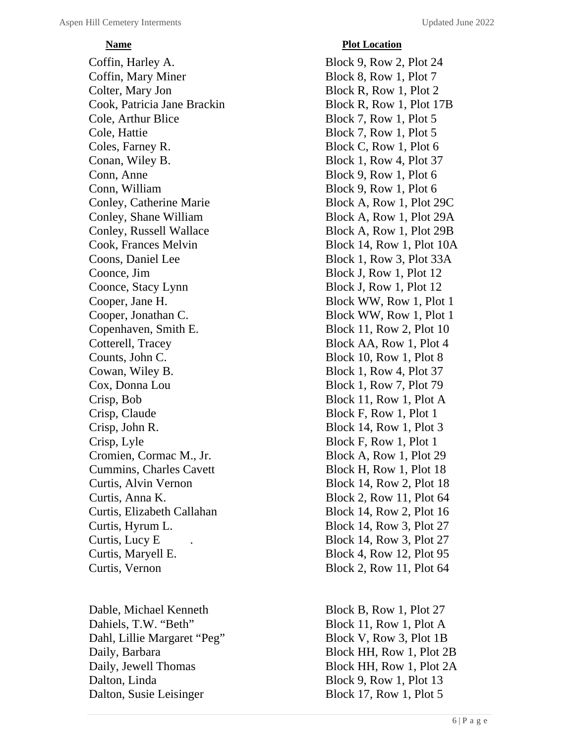| Name | Plot Location |
|---|---|
| Coffin, Harley A. | Block 9, Row 2, Plot 24 |
| Coffin, Mary Miner | Block 8, Row 1, Plot 7 |
| Colter, Mary Jon | Block R, Row 1, Plot 2 |
| Cook, Patricia Jane Brackin | Block R, Row 1, Plot 17B |
| Cole, Arthur Blice | Block 7, Row 1, Plot 5 |
| Cole, Hattie | Block 7, Row 1, Plot 5 |
| Coles, Farney R. | Block C, Row 1, Plot 6 |
| Conan, Wiley B. | Block 1, Row 4, Plot 37 |
| Conn, Anne | Block 9, Row 1, Plot 6 |
| Conn, William | Block 9, Row 1, Plot 6 |
| Conley, Catherine Marie | Block A, Row 1, Plot 29C |
| Conley, Shane William | Block A, Row 1, Plot 29A |
| Conley, Russell Wallace | Block A, Row 1, Plot 29B |
| Cook, Frances Melvin | Block 14, Row 1, Plot 10A |
| Coons, Daniel Lee | Block 1, Row 3, Plot 33A |
| Coonce, Jim | Block J, Row 1, Plot 12 |
| Coonce, Stacy Lynn | Block J, Row 1, Plot 12 |
| Cooper, Jane H. | Block WW, Row 1, Plot 1 |
| Cooper, Jonathan C. | Block WW, Row 1, Plot 1 |
| Copenhaven, Smith E. | Block 11, Row 2, Plot 10 |
| Cotterell, Tracey | Block AA, Row 1, Plot 4 |
| Counts, John C. | Block 10, Row 1, Plot 8 |
| Cowan, Wiley B. | Block 1, Row 4, Plot 37 |
| Cox, Donna Lou | Block 1, Row 7, Plot 79 |
| Crisp, Bob | Block 11, Row 1, Plot A |
| Crisp, Claude | Block F, Row 1, Plot 1 |
| Crisp, John R. | Block 14, Row 1, Plot 3 |
| Crisp, Lyle | Block F, Row 1, Plot 1 |
| Cromien, Cormac M., Jr. | Block A, Row 1, Plot 29 |
| Cummins, Charles Cavett | Block H, Row 1, Plot 18 |
| Curtis, Alvin Vernon | Block 14, Row 2, Plot 18 |
| Curtis, Anna K. | Block 2, Row 11, Plot 64 |
| Curtis, Elizabeth Callahan | Block 14, Row 2, Plot 16 |
| Curtis, Hyrum L. | Block 14, Row 3, Plot 27 |
| Curtis, Lucy E . | Block 14, Row 3, Plot 27 |
| Curtis, Maryell E. | Block 4, Row 12, Plot 95 |
| Curtis, Vernon | Block 2, Row 11, Plot 64 |
| | |
| Dable, Michael Kenneth | Block B, Row 1, Plot 27 |
| Dahiels, T.W. "Beth" | Block 11, Row 1, Plot A |
| Dahl, Lillie Margaret "Peg" | Block V, Row 3, Plot 1B |
| Daily, Barbara | Block HH, Row 1, Plot 2B |
| Daily, Jewell Thomas | Block HH, Row 1, Plot 2A |
| Dalton, Linda | Block 9, Row 1, Plot 13 |
| Dalton, Susie Leisinger | Block 17, Row 1, Plot 5 |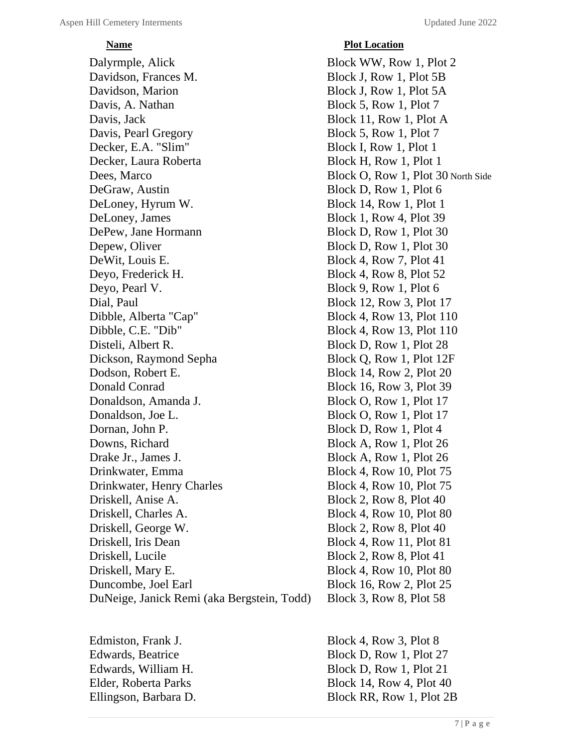| Name | Plot Location |
|---|---|
| Dalyrmple, Alick | Block WW, Row 1, Plot 2 |
| Davidson, Frances M. | Block J, Row 1, Plot 5B |
| Davidson, Marion | Block J, Row 1, Plot 5A |
| Davis, A. Nathan | Block 5, Row 1, Plot 7 |
| Davis, Jack | Block 11, Row 1, Plot A |
| Davis, Pearl Gregory | Block 5, Row 1, Plot 7 |
| Decker, E.A. "Slim" | Block I, Row 1, Plot 1 |
| Decker, Laura Roberta | Block H, Row 1, Plot 1 |
| Dees, Marco | Block O, Row 1, Plot 30 North Side |
| DeGraw, Austin | Block D, Row 1, Plot 6 |
| DeLoney, Hyrum W. | Block 14, Row 1, Plot 1 |
| DeLoney, James | Block 1, Row 4, Plot 39 |
| DePew, Jane Hormann | Block D, Row 1, Plot 30 |
| Depew, Oliver | Block D, Row 1, Plot 30 |
| DeWit, Louis E. | Block 4, Row 7, Plot 41 |
| Deyo, Frederick H. | Block 4, Row 8, Plot 52 |
| Deyo, Pearl V. | Block 9, Row 1, Plot 6 |
| Dial, Paul | Block 12, Row 3, Plot 17 |
| Dibble, Alberta "Cap" | Block 4, Row 13, Plot 110 |
| Dibble, C.E. "Dib" | Block 4, Row 13, Plot 110 |
| Disteli, Albert R. | Block D, Row 1, Plot 28 |
| Dickson, Raymond Sepha | Block Q, Row 1, Plot 12F |
| Dodson, Robert E. | Block 14, Row 2, Plot 20 |
| Donald Conrad | Block 16, Row 3, Plot 39 |
| Donaldson, Amanda J. | Block O, Row 1, Plot 17 |
| Donaldson, Joe L. | Block O, Row 1, Plot 17 |
| Dornan, John P. | Block D, Row 1, Plot 4 |
| Downs, Richard | Block A, Row 1, Plot 26 |
| Drake Jr., James J. | Block A, Row 1, Plot 26 |
| Drinkwater, Emma | Block 4, Row 10, Plot 75 |
| Drinkwater, Henry Charles | Block 4, Row 10, Plot 75 |
| Driskell, Anise A. | Block 2, Row 8, Plot 40 |
| Driskell, Charles A. | Block 4, Row 10, Plot 80 |
| Driskell, George W. | Block 2, Row 8, Plot 40 |
| Driskell, Iris Dean | Block 4, Row 11, Plot 81 |
| Driskell, Lucile | Block 2, Row 8, Plot 41 |
| Driskell, Mary E. | Block 4, Row 10, Plot 80 |
| Duncombe, Joel Earl | Block 16, Row 2, Plot 25 |
| DuNeige, Janick Remi (aka Bergstein, Todd) | Block 3, Row 8, Plot 58 |
| | |
| Edmiston, Frank J. | Block 4, Row 3, Plot 8 |
| Edwards, Beatrice | Block D, Row 1, Plot 27 |
| Edwards, William H. | Block D, Row 1, Plot 21 |
| Elder, Roberta Parks | Block 14, Row 4, Plot 40 |
| Ellingson, Barbara D. | Block RR, Row 1, Plot 2B |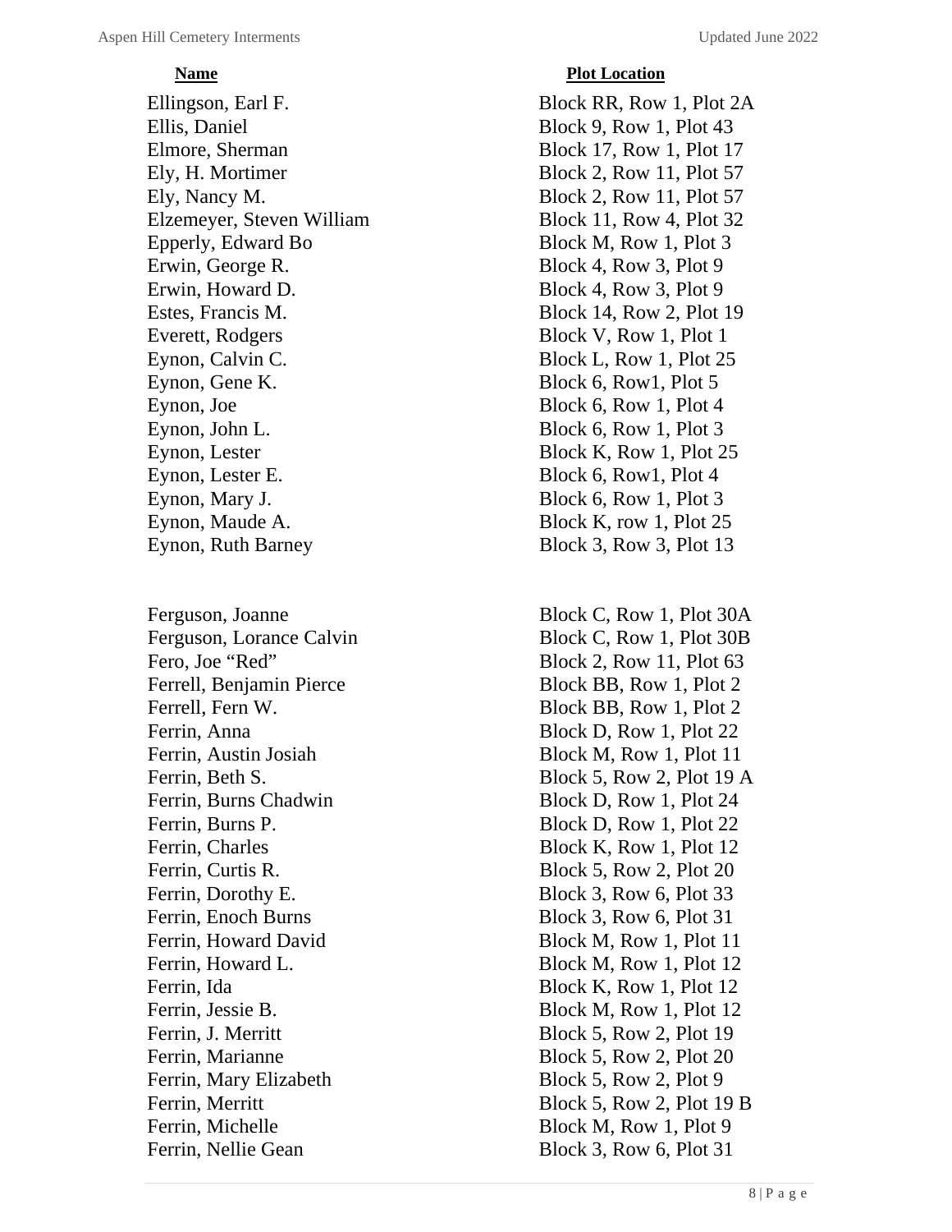| Name | Plot Location |
|---|---|
| Ellingson, Earl F. | Block RR, Row 1, Plot 2A |
| Ellis, Daniel | Block 9, Row 1, Plot 43 |
| Elmore, Sherman | Block 17, Row 1, Plot 17 |
| Ely, H. Mortimer | Block 2, Row 11, Plot 57 |
| Ely, Nancy M. | Block 2, Row 11, Plot 57 |
| Elzemeyer, Steven William | Block 11, Row 4, Plot 32 |
| Epperly, Edward Bo | Block M, Row 1, Plot 3 |
| Erwin, George R. | Block 4, Row 3, Plot 9 |
| Erwin, Howard D. | Block 4, Row 3, Plot 9 |
| Estes, Francis M. | Block 14, Row 2, Plot 19 |
| Everett, Rodgers | Block V, Row 1, Plot 1 |
| Eynon, Calvin C. | Block L, Row 1, Plot 25 |
| Eynon, Gene K. | Block 6, Row1, Plot 5 |
| Eynon, Joe | Block 6, Row 1, Plot 4 |
| Eynon, John L. | Block 6, Row 1, Plot 3 |
| Eynon, Lester | Block K, Row 1, Plot 25 |
| Eynon, Lester E. | Block 6, Row1, Plot 4 |
| Eynon, Mary J. | Block 6, Row 1, Plot 3 |
| Eynon, Maude A. | Block K, row 1, Plot 25 |
| Eynon, Ruth Barney | Block 3, Row 3, Plot 13 |
| | |
| Ferguson, Joanne | Block C, Row 1, Plot 30A |
| Ferguson, Lorance Calvin | Block C, Row 1, Plot 30B |
| Fero, Joe "Red" | Block 2, Row 11, Plot 63 |
| Ferrell, Benjamin Pierce | Block BB, Row 1, Plot 2 |
| Ferrell, Fern W. | Block BB, Row 1, Plot 2 |
| Ferrin, Anna | Block D, Row 1, Plot 22 |
| Ferrin, Austin Josiah | Block M, Row 1, Plot 11 |
| Ferrin, Beth S. | Block 5, Row 2, Plot 19 A |
| Ferrin, Burns Chadwin | Block D, Row 1, Plot 24 |
| Ferrin, Burns P. | Block D, Row 1, Plot 22 |
| Ferrin, Charles | Block K, Row 1, Plot 12 |
| Ferrin, Curtis R. | Block 5, Row 2, Plot 20 |
| Ferrin, Dorothy E. | Block 3, Row 6, Plot 33 |
| Ferrin, Enoch Burns | Block 3, Row 6, Plot 31 |
| Ferrin, Howard David | Block M, Row 1, Plot 11 |
| Ferrin, Howard L. | Block M, Row 1, Plot 12 |
| Ferrin, Ida | Block K, Row 1, Plot 12 |
| Ferrin, Jessie B. | Block M, Row 1, Plot 12 |
| Ferrin, J. Merritt | Block 5, Row 2, Plot 19 |
| Ferrin, Marianne | Block 5, Row 2, Plot 20 |
| Ferrin, Mary Elizabeth | Block 5, Row 2, Plot 9 |
| Ferrin, Merritt | Block 5, Row 2, Plot 19 B |
| Ferrin, Michelle | Block M, Row 1, Plot 9 |
| Ferrin, Nellie Gean | Block 3, Row 6, Plot 31 |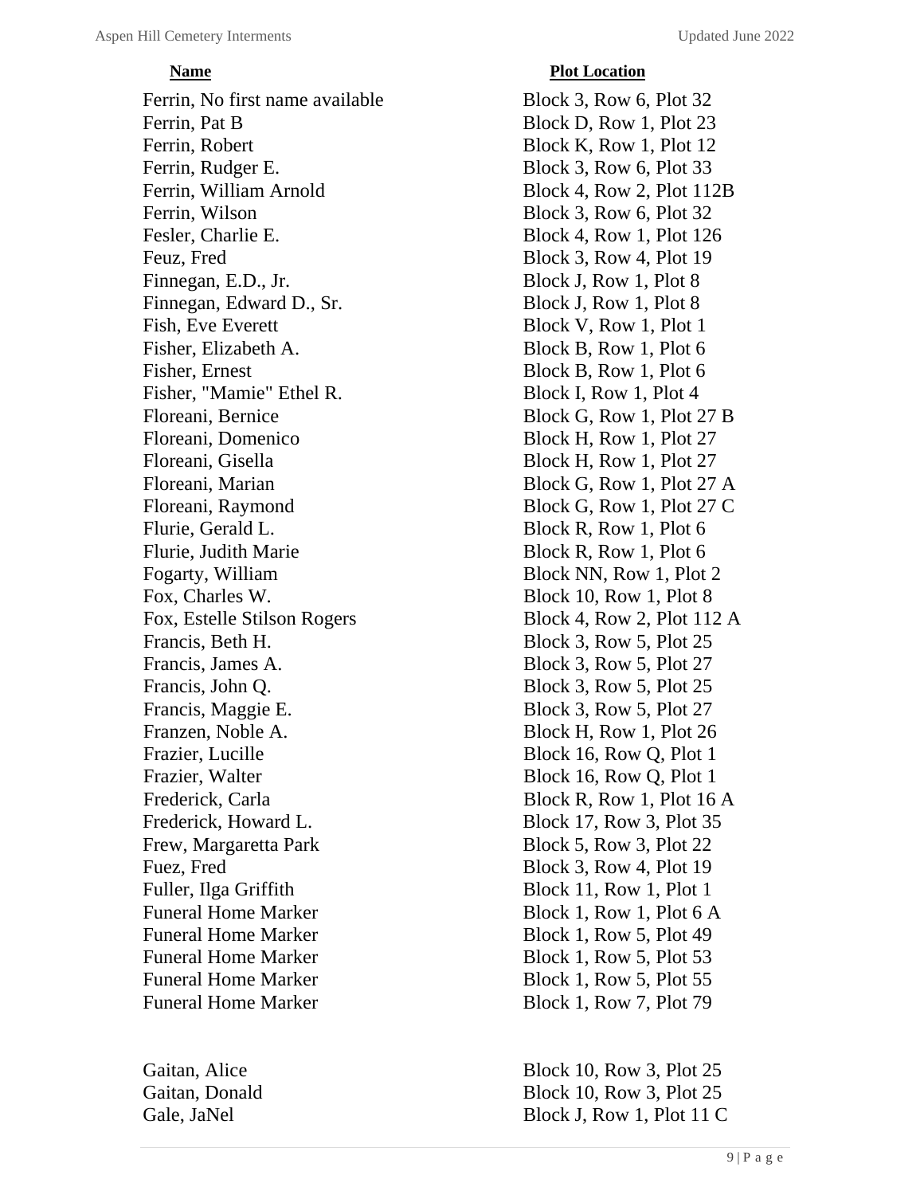| Name | Plot Location |
| --- | --- |
| Ferrin, No first name available | Block 3, Row 6, Plot 32 |
| Ferrin, Pat B | Block D, Row 1, Plot 23 |
| Ferrin, Robert | Block K, Row 1, Plot 12 |
| Ferrin, Rudger E. | Block 3, Row 6, Plot 33 |
| Ferrin, William Arnold | Block 4, Row 2, Plot 112B |
| Ferrin, Wilson | Block 3, Row 6, Plot 32 |
| Fesler, Charlie E. | Block 4, Row 1, Plot 126 |
| Feuz, Fred | Block 3, Row 4, Plot 19 |
| Finnegan, E.D., Jr. | Block J, Row 1, Plot 8 |
| Finnegan, Edward D., Sr. | Block J, Row 1, Plot 8 |
| Fish, Eve Everett | Block V, Row 1, Plot 1 |
| Fisher, Elizabeth A. | Block B, Row 1, Plot 6 |
| Fisher, Ernest | Block B, Row 1, Plot 6 |
| Fisher, "Mamie" Ethel R. | Block I, Row 1, Plot 4 |
| Floreani, Bernice | Block G, Row 1, Plot 27 B |
| Floreani, Domenico | Block H, Row 1, Plot 27 |
| Floreani, Gisella | Block H, Row 1, Plot 27 |
| Floreani, Marian | Block G, Row 1, Plot 27 A |
| Floreani, Raymond | Block G, Row 1, Plot 27 C |
| Flurie, Gerald L. | Block R, Row 1, Plot 6 |
| Flurie, Judith Marie | Block R, Row 1, Plot 6 |
| Fogarty, William | Block NN, Row 1, Plot 2 |
| Fox, Charles W. | Block 10, Row 1, Plot 8 |
| Fox, Estelle Stilson Rogers | Block 4, Row 2, Plot 112 A |
| Francis, Beth H. | Block 3, Row 5, Plot 25 |
| Francis, James A. | Block 3, Row 5, Plot 27 |
| Francis, John Q. | Block 3, Row 5, Plot 25 |
| Francis, Maggie E. | Block 3, Row 5, Plot 27 |
| Franzen, Noble A. | Block H, Row 1, Plot 26 |
| Frazier, Lucille | Block 16, Row Q, Plot 1 |
| Frazier, Walter | Block 16, Row Q, Plot 1 |
| Frederick, Carla | Block R, Row 1, Plot 16 A |
| Frederick, Howard L. | Block 17, Row 3, Plot 35 |
| Frew, Margaretta Park | Block 5, Row 3, Plot 22 |
| Fuez, Fred | Block 3, Row 4, Plot 19 |
| Fuller, Ilga Griffith | Block 11, Row 1, Plot 1 |
| Funeral Home Marker | Block 1, Row 1, Plot 6 A |
| Funeral Home Marker | Block 1, Row 5, Plot 49 |
| Funeral Home Marker | Block 1, Row 5, Plot 53 |
| Funeral Home Marker | Block 1, Row 5, Plot 55 |
| Funeral Home Marker | Block 1, Row 7, Plot 79 |
| | |
| Gaitan, Alice | Block 10, Row 3, Plot 25 |
| Gaitan, Donald | Block 10, Row 3, Plot 25 |
| Gale, JaNel | Block J, Row 1, Plot 11 C |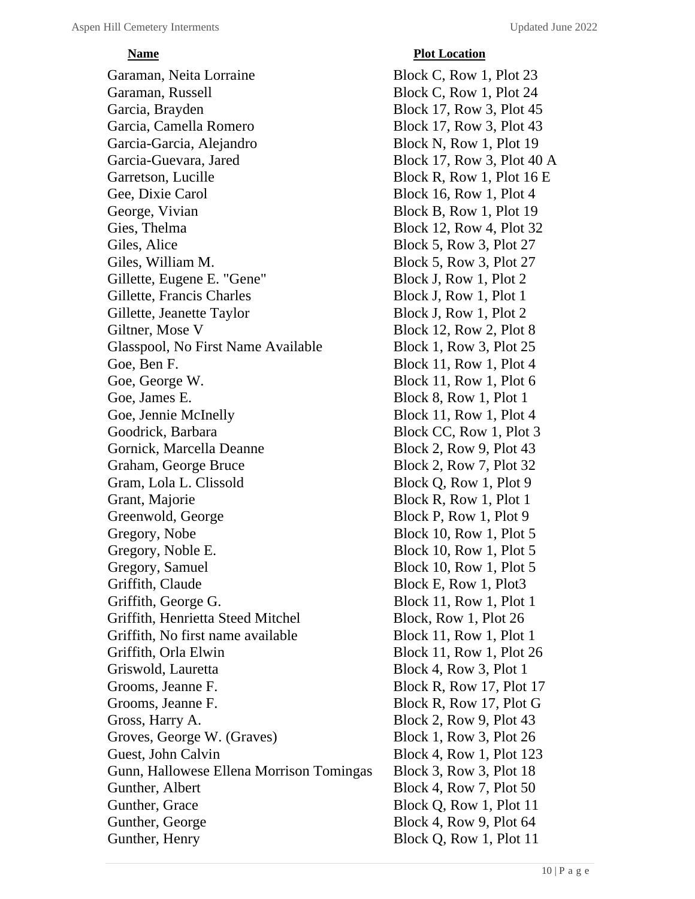| Name | Plot Location |
| --- | --- |
| Garaman, Neita Lorraine | Block C, Row 1, Plot 23 |
| Garaman, Russell | Block C, Row 1, Plot 24 |
| Garcia, Brayden | Block 17, Row 3, Plot 45 |
| Garcia, Camella Romero | Block 17, Row 3, Plot 43 |
| Garcia-Garcia, Alejandro | Block N, Row 1, Plot 19 |
| Garcia-Guevara, Jared | Block 17, Row 3, Plot 40 A |
| Garretson, Lucille | Block R, Row 1, Plot 16 E |
| Gee, Dixie Carol | Block 16, Row 1, Plot 4 |
| George, Vivian | Block B, Row 1, Plot 19 |
| Gies, Thelma | Block 12, Row 4, Plot 32 |
| Giles, Alice | Block 5, Row 3, Plot 27 |
| Giles, William M. | Block 5, Row 3, Plot 27 |
| Gillette, Eugene E. "Gene" | Block J, Row 1, Plot 2 |
| Gillette, Francis Charles | Block J, Row 1, Plot 1 |
| Gillette, Jeanette Taylor | Block J, Row 1, Plot 2 |
| Giltner, Mose V | Block 12, Row 2, Plot 8 |
| Glasspool, No First Name Available | Block 1, Row 3, Plot 25 |
| Goe, Ben F. | Block 11, Row 1, Plot 4 |
| Goe, George W. | Block 11, Row 1, Plot 6 |
| Goe, James E. | Block 8, Row 1, Plot 1 |
| Goe, Jennie McInelly | Block 11, Row 1, Plot 4 |
| Goodrick, Barbara | Block CC, Row 1, Plot 3 |
| Gornick, Marcella Deanne | Block 2, Row 9, Plot 43 |
| Graham, George Bruce | Block 2, Row 7, Plot 32 |
| Gram, Lola L. Clissold | Block Q, Row 1, Plot 9 |
| Grant, Majorie | Block R, Row 1, Plot 1 |
| Greenwold, George | Block P, Row 1, Plot 9 |
| Gregory, Nobe | Block 10, Row 1, Plot 5 |
| Gregory, Noble E. | Block 10, Row 1, Plot 5 |
| Gregory, Samuel | Block 10, Row 1, Plot 5 |
| Griffith, Claude | Block E, Row 1, Plot3 |
| Griffith, George G. | Block 11, Row 1, Plot 1 |
| Griffith, Henrietta Steed Mitchel | Block, Row 1, Plot 26 |
| Griffith, No first name available | Block 11, Row 1, Plot 1 |
| Griffith, Orla Elwin | Block 11, Row 1, Plot 26 |
| Griswold, Lauretta | Block 4, Row 3, Plot 1 |
| Grooms, Jeanne F. | Block R, Row 17, Plot 17 |
| Grooms, Jeanne F. | Block R, Row 17, Plot G |
| Gross, Harry A. | Block 2, Row 9, Plot 43 |
| Groves, George W. (Graves) | Block 1, Row 3, Plot 26 |
| Guest, John Calvin | Block 4, Row 1, Plot 123 |
| Gunn, Hallowese Ellena Morrison Tomingas | Block 3, Row 3, Plot 18 |
| Gunther, Albert | Block 4, Row 7, Plot 50 |
| Gunther, Grace | Block Q, Row 1, Plot 11 |
| Gunther, George | Block 4, Row 9, Plot 64 |
| Gunther, Henry | Block Q, Row 1, Plot 11 |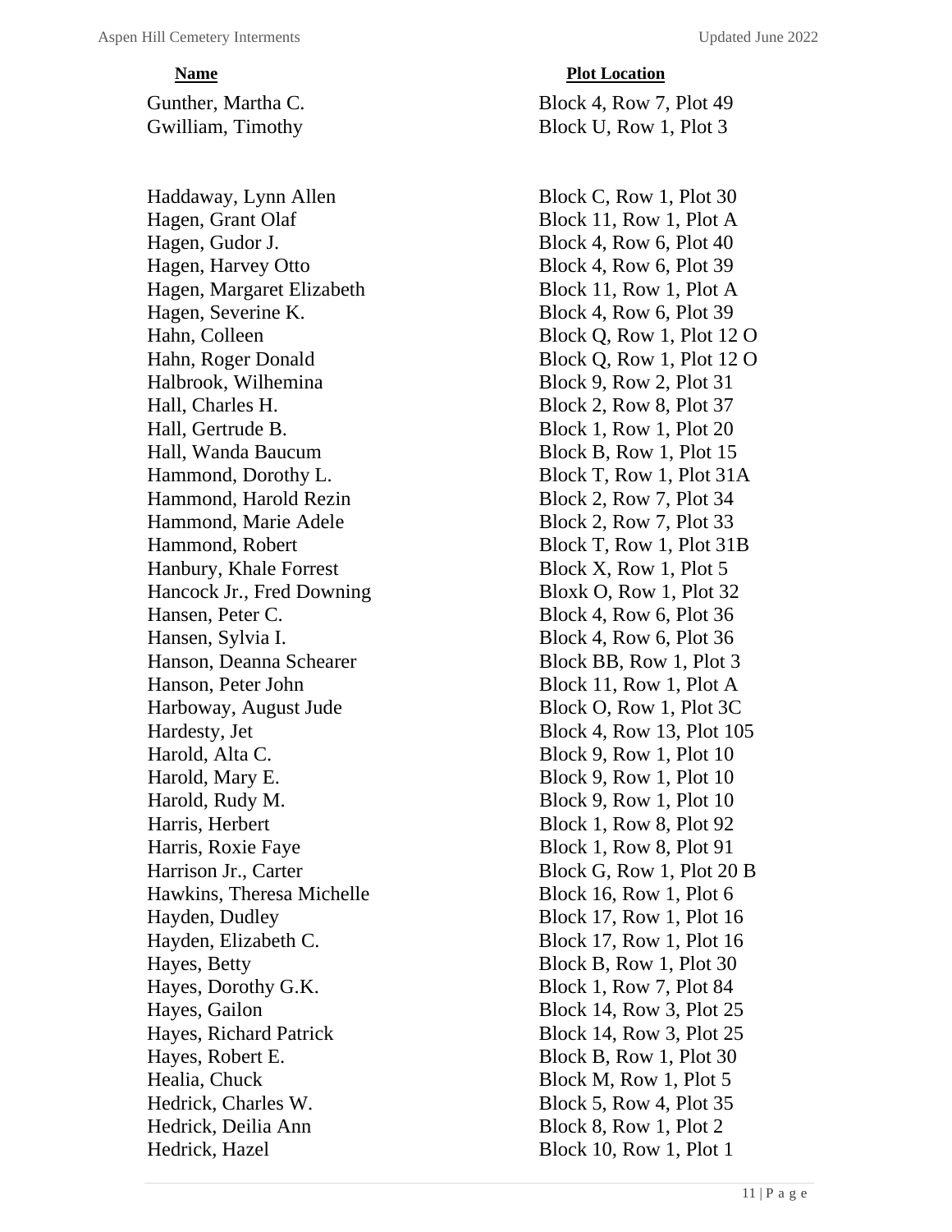| Name | Plot Location |
|---|---|
| Gunther, Martha C. | Block 4, Row 7, Plot 49 |
| Gwilliam, Timothy | Block U, Row 1, Plot 3 |
| | |
| Haddaway, Lynn Allen | Block C, Row 1, Plot 30 |
| Hagen, Grant Olaf | Block 11, Row 1, Plot A |
| Hagen, Gudor J. | Block 4, Row 6, Plot 40 |
| Hagen, Harvey Otto | Block 4, Row 6, Plot 39 |
| Hagen, Margaret Elizabeth | Block 11, Row 1, Plot A |
| Hagen, Severine K. | Block 4, Row 6, Plot 39 |
| Hahn, Colleen | Block Q, Row 1, Plot 12 O |
| Hahn, Roger Donald | Block Q, Row 1, Plot 12 O |
| Halbrook, Wilhemina | Block 9, Row 2, Plot 31 |
| Hall, Charles H. | Block 2, Row 8, Plot 37 |
| Hall, Gertrude B. | Block 1, Row 1, Plot 20 |
| Hall, Wanda Baucum | Block B, Row 1, Plot 15 |
| Hammond, Dorothy L. | Block T, Row 1, Plot 31A |
| Hammond, Harold Rezin | Block 2, Row 7, Plot 34 |
| Hammond, Marie Adele | Block 2, Row 7, Plot 33 |
| Hammond, Robert | Block T, Row 1, Plot 31B |
| Hanbury, Khale Forrest | Block X, Row 1, Plot 5 |
| Hancock Jr., Fred Downing | Bloxk O, Row 1, Plot 32 |
| Hansen, Peter C. | Block 4, Row 6, Plot 36 |
| Hansen, Sylvia I. | Block 4, Row 6, Plot 36 |
| Hanson, Deanna Schearer | Block BB, Row 1, Plot 3 |
| Hanson, Peter John | Block 11, Row 1, Plot A |
| Harboway, August Jude | Block O, Row 1, Plot 3C |
| Hardesty, Jet | Block 4, Row 13, Plot 105 |
| Harold, Alta C. | Block 9, Row 1, Plot 10 |
| Harold, Mary E. | Block 9, Row 1, Plot 10 |
| Harold, Rudy M. | Block 9, Row 1, Plot 10 |
| Harris, Herbert | Block 1, Row 8, Plot 92 |
| Harris, Roxie Faye | Block 1, Row 8, Plot 91 |
| Harrison Jr., Carter | Block G, Row 1, Plot 20 B |
| Hawkins, Theresa Michelle | Block 16, Row 1, Plot 6 |
| Hayden, Dudley | Block 17, Row 1, Plot 16 |
| Hayden, Elizabeth C. | Block 17, Row 1, Plot 16 |
| Hayes, Betty | Block B, Row 1, Plot 30 |
| Hayes, Dorothy G.K. | Block 1, Row 7, Plot 84 |
| Hayes, Gailon | Block 14, Row 3, Plot 25 |
| Hayes, Richard Patrick | Block 14, Row 3, Plot 25 |
| Hayes, Robert E. | Block B, Row 1, Plot 30 |
| Healia, Chuck | Block M, Row 1, Plot 5 |
| Hedrick, Charles W. | Block 5, Row 4, Plot 35 |
| Hedrick, Deilia Ann | Block 8, Row 1, Plot 2 |
| Hedrick, Hazel | Block 10, Row 1, Plot 1 |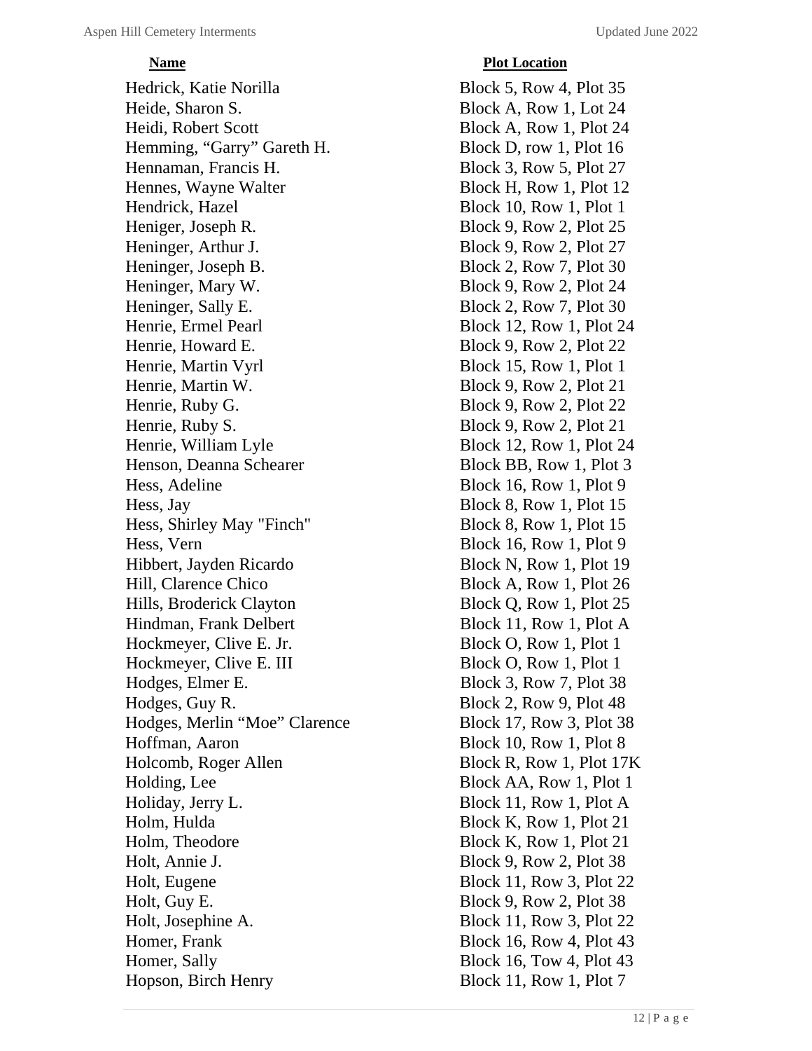| Name | Plot Location |
| --- | --- |
| Hedrick, Katie Norilla | Block 5, Row 4, Plot 35 |
| Heide, Sharon S. | Block A, Row 1, Lot 24 |
| Heidi, Robert Scott | Block A, Row 1, Plot 24 |
| Hemming, “Garry” Gareth H. | Block D, row 1, Plot 16 |
| Hennaman, Francis H. | Block 3, Row 5, Plot 27 |
| Hennes, Wayne Walter | Block H, Row 1, Plot 12 |
| Hendrick, Hazel | Block 10, Row 1, Plot 1 |
| Heniger, Joseph R. | Block 9, Row 2, Plot 25 |
| Heninger, Arthur J. | Block 9, Row 2, Plot 27 |
| Heninger, Joseph B. | Block 2, Row 7, Plot 30 |
| Heninger, Mary W. | Block 9, Row 2, Plot 24 |
| Heninger, Sally E. | Block 2, Row 7, Plot 30 |
| Henrie, Ermel Pearl | Block 12, Row 1, Plot 24 |
| Henrie, Howard E. | Block 9, Row 2, Plot 22 |
| Henrie, Martin Vyrl | Block 15, Row 1, Plot 1 |
| Henrie, Martin W. | Block 9, Row 2, Plot 21 |
| Henrie, Ruby G. | Block 9, Row 2, Plot 22 |
| Henrie, Ruby S. | Block 9, Row 2, Plot 21 |
| Henrie, William Lyle | Block 12, Row 1, Plot 24 |
| Henson, Deanna Schearer | Block BB, Row 1, Plot 3 |
| Hess, Adeline | Block 16, Row 1, Plot 9 |
| Hess, Jay | Block 8, Row 1, Plot 15 |
| Hess, Shirley May "Finch" | Block 8, Row 1, Plot 15 |
| Hess, Vern | Block 16, Row 1, Plot 9 |
| Hibbert, Jayden Ricardo | Block N, Row 1, Plot 19 |
| Hill, Clarence Chico | Block A, Row 1, Plot 26 |
| Hills, Broderick Clayton | Block Q, Row 1, Plot 25 |
| Hindman, Frank Delbert | Block 11, Row 1, Plot A |
| Hockmeyer, Clive E. Jr. | Block O, Row 1, Plot 1 |
| Hockmeyer, Clive E. III | Block O, Row 1, Plot 1 |
| Hodges, Elmer E. | Block 3, Row 7, Plot 38 |
| Hodges, Guy R. | Block 2, Row 9, Plot 48 |
| Hodges, Merlin “Moe” Clarence | Block 17, Row 3, Plot 38 |
| Hoffman, Aaron | Block 10, Row 1, Plot 8 |
| Holcomb, Roger Allen | Block R, Row 1, Plot 17K |
| Holding, Lee | Block AA, Row 1, Plot 1 |
| Holiday, Jerry L. | Block 11, Row 1, Plot A |
| Holm, Hulda | Block K, Row 1, Plot 21 |
| Holm, Theodore | Block K, Row 1, Plot 21 |
| Holt, Annie J. | Block 9, Row 2, Plot 38 |
| Holt, Eugene | Block 11, Row 3, Plot 22 |
| Holt, Guy E. | Block 9, Row 2, Plot 38 |
| Holt, Josephine A. | Block 11, Row 3, Plot 22 |
| Homer, Frank | Block 16, Row 4, Plot 43 |
| Homer, Sally | Block 16, Tow 4, Plot 43 |
| Hopson, Birch Henry | Block 11, Row 1, Plot 7 |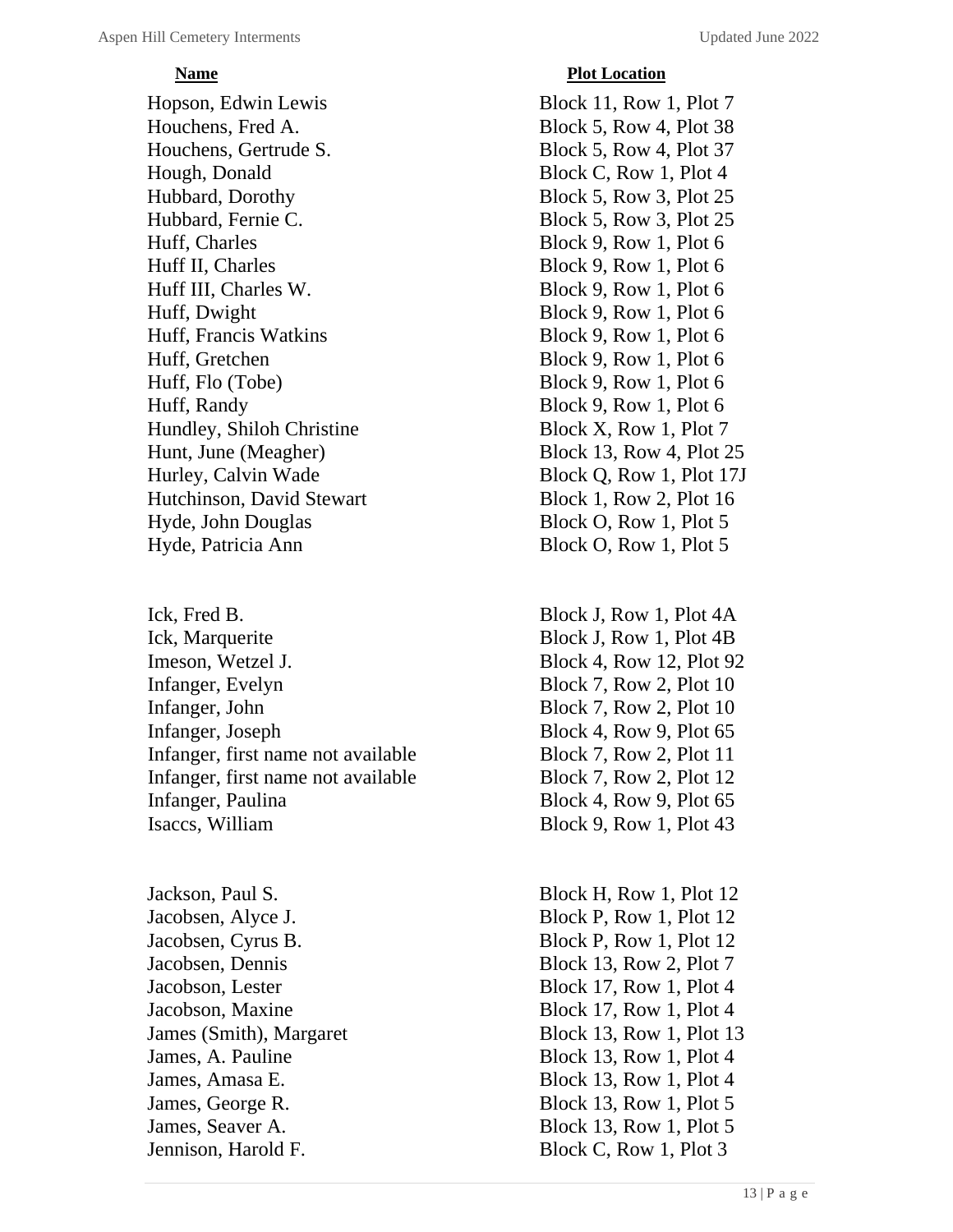| Name | Plot Location |
| --- | --- |
| Hopson, Edwin Lewis | Block 11, Row 1, Plot 7 |
| Houchens, Fred A. | Block 5, Row 4, Plot 38 |
| Houchens, Gertrude S. | Block 5, Row 4, Plot 37 |
| Hough, Donald | Block C, Row 1, Plot 4 |
| Hubbard, Dorothy | Block 5, Row 3, Plot 25 |
| Hubbard, Fernie C. | Block 5, Row 3, Plot 25 |
| Huff, Charles | Block 9, Row 1, Plot 6 |
| Huff II, Charles | Block 9, Row 1, Plot 6 |
| Huff III, Charles W. | Block 9, Row 1, Plot 6 |
| Huff, Dwight | Block 9, Row 1, Plot 6 |
| Huff, Francis Watkins | Block 9, Row 1, Plot 6 |
| Huff, Gretchen | Block 9, Row 1, Plot 6 |
| Huff, Flo (Tobe) | Block 9, Row 1, Plot 6 |
| Huff, Randy | Block 9, Row 1, Plot 6 |
| Hundley, Shiloh Christine | Block X, Row 1, Plot 7 |
| Hunt, June (Meagher) | Block 13, Row 4, Plot 25 |
| Hurley, Calvin Wade | Block Q, Row 1, Plot 17J |
| Hutchinson, David Stewart | Block 1, Row 2, Plot 16 |
| Hyde, John Douglas | Block O, Row 1, Plot 5 |
| Hyde, Patricia Ann | Block O, Row 1, Plot 5 |
| | |
| Ick, Fred B. | Block J, Row 1, Plot 4A |
| Ick, Marquerite | Block J, Row 1, Plot 4B |
| Imeson, Wetzel J. | Block 4, Row 12, Plot 92 |
| Infanger, Evelyn | Block 7, Row 2, Plot 10 |
| Infanger, John | Block 7, Row 2, Plot 10 |
| Infanger, Joseph | Block 4, Row 9, Plot 65 |
| Infanger, first name not available | Block 7, Row 2, Plot 11 |
| Infanger, first name not available | Block 7, Row 2, Plot 12 |
| Infanger, Paulina | Block 4, Row 9, Plot 65 |
| Isaccs, William | Block 9, Row 1, Plot 43 |
| | |
| Jackson, Paul S. | Block H, Row 1, Plot 12 |
| Jacobsen, Alyce J. | Block P, Row 1, Plot 12 |
| Jacobsen, Cyrus B. | Block P, Row 1, Plot 12 |
| Jacobsen, Dennis | Block 13, Row 2, Plot 7 |
| Jacobson, Lester | Block 17, Row 1, Plot 4 |
| Jacobson, Maxine | Block 17, Row 1, Plot 4 |
| James (Smith), Margaret | Block 13, Row 1, Plot 13 |
| James, A. Pauline | Block 13, Row 1, Plot 4 |
| James, Amasa E. | Block 13, Row 1, Plot 4 |
| James, George R. | Block 13, Row 1, Plot 5 |
| James, Seaver A. | Block 13, Row 1, Plot 5 |
| Jennison, Harold F. | Block C, Row 1, Plot 3 |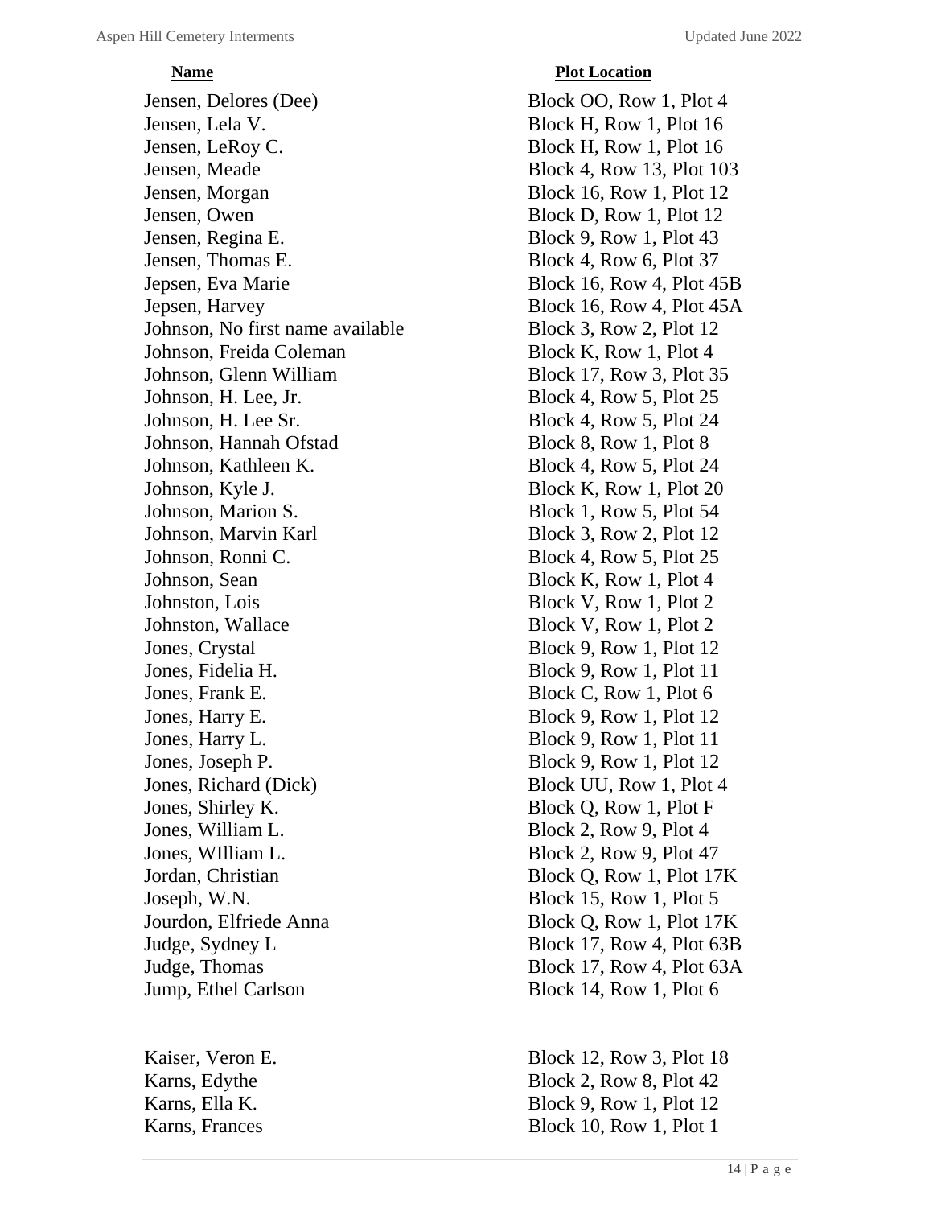| Name | Plot Location |
| --- | --- |
| Jensen, Delores (Dee) | Block OO, Row 1, Plot 4 |
| Jensen, Lela V. | Block H, Row 1, Plot 16 |
| Jensen, LeRoy C. | Block H, Row 1, Plot 16 |
| Jensen, Meade | Block 4, Row 13, Plot 103 |
| Jensen, Morgan | Block 16, Row 1, Plot 12 |
| Jensen, Owen | Block D, Row 1, Plot 12 |
| Jensen, Regina E. | Block 9, Row 1, Plot 43 |
| Jensen, Thomas E. | Block 4, Row 6, Plot 37 |
| Jepsen, Eva Marie | Block 16, Row 4, Plot 45B |
| Jepsen, Harvey | Block 16, Row 4, Plot 45A |
| Johnson, No first name available | Block 3, Row 2, Plot 12 |
| Johnson, Freida Coleman | Block K, Row 1, Plot 4 |
| Johnson, Glenn William | Block 17, Row 3, Plot 35 |
| Johnson, H. Lee, Jr. | Block 4, Row 5, Plot 25 |
| Johnson, H. Lee Sr. | Block 4, Row 5, Plot 24 |
| Johnson, Hannah Ofstad | Block 8, Row 1, Plot 8 |
| Johnson, Kathleen K. | Block 4, Row 5, Plot 24 |
| Johnson, Kyle J. | Block K, Row 1, Plot 20 |
| Johnson, Marion S. | Block 1, Row 5, Plot 54 |
| Johnson, Marvin Karl | Block 3, Row 2, Plot 12 |
| Johnson, Ronni C. | Block 4, Row 5, Plot 25 |
| Johnson, Sean | Block K, Row 1, Plot 4 |
| Johnston, Lois | Block V, Row 1, Plot 2 |
| Johnston, Wallace | Block V, Row 1, Plot 2 |
| Jones, Crystal | Block 9, Row 1, Plot 12 |
| Jones, Fidelia H. | Block 9, Row 1, Plot 11 |
| Jones, Frank E. | Block C, Row 1, Plot 6 |
| Jones, Harry E. | Block 9, Row 1, Plot 12 |
| Jones, Harry L. | Block 9, Row 1, Plot 11 |
| Jones, Joseph P. | Block 9, Row 1, Plot 12 |
| Jones, Richard (Dick) | Block UU, Row 1, Plot 4 |
| Jones, Shirley K. | Block Q, Row 1, Plot F |
| Jones, William L. | Block 2, Row 9, Plot 4 |
| Jones, WIlliam L. | Block 2, Row 9, Plot 47 |
| Jordan, Christian | Block Q, Row 1, Plot 17K |
| Joseph, W.N. | Block 15, Row 1, Plot 5 |
| Jourdon, Elfriede Anna | Block Q, Row 1, Plot 17K |
| Judge, Sydney L | Block 17, Row 4, Plot 63B |
| Judge, Thomas | Block 17, Row 4, Plot 63A |
| Jump, Ethel Carlson | Block 14, Row 1, Plot 6 |
| | |
| Kaiser, Veron E. | Block 12, Row 3, Plot 18 |
| Karns, Edythe | Block 2, Row 8, Plot 42 |
| Karns, Ella K. | Block 9, Row 1, Plot 12 |
| Karns, Frances | Block 10, Row 1, Plot 1 |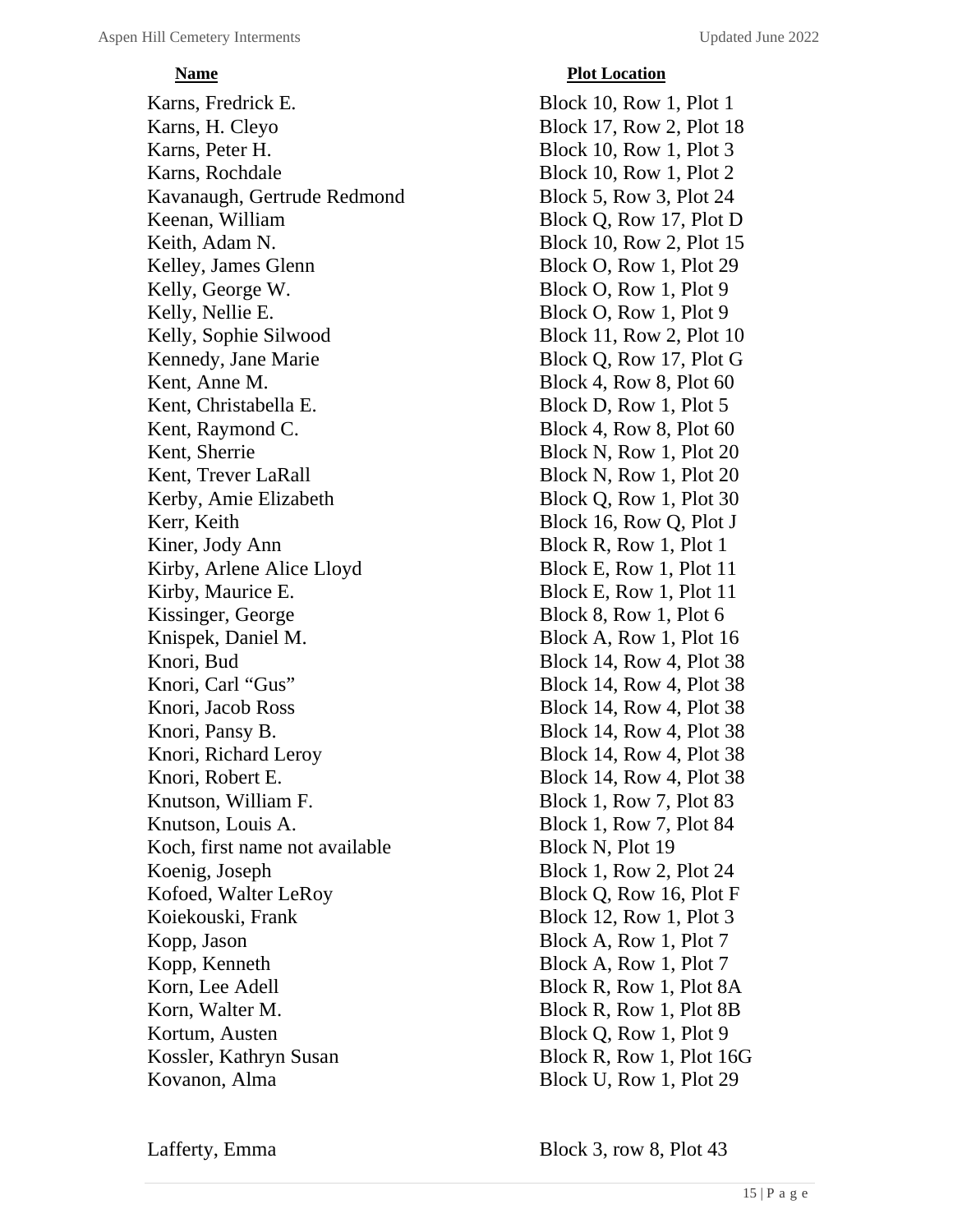| Name | Plot Location |
|---|---|
| Karns, Fredrick E. | Block 10, Row 1, Plot 1 |
| Karns, H. Cleyo | Block 17, Row 2, Plot 18 |
| Karns, Peter H. | Block 10, Row 1, Plot 3 |
| Karns, Rochdale | Block 10, Row 1, Plot 2 |
| Kavanaugh, Gertrude Redmond | Block 5, Row 3, Plot 24 |
| Keenan, William | Block Q, Row 17, Plot D |
| Keith, Adam N. | Block 10, Row 2, Plot 15 |
| Kelley, James Glenn | Block O, Row 1, Plot 29 |
| Kelly, George W. | Block O, Row 1, Plot 9 |
| Kelly, Nellie E. | Block O, Row 1, Plot 9 |
| Kelly, Sophie Silwood | Block 11, Row 2, Plot 10 |
| Kennedy, Jane Marie | Block Q, Row 17, Plot G |
| Kent, Anne M. | Block 4, Row 8, Plot 60 |
| Kent, Christabella E. | Block D, Row 1, Plot 5 |
| Kent, Raymond C. | Block 4, Row 8, Plot 60 |
| Kent, Sherrie | Block N, Row 1, Plot 20 |
| Kent, Trever LaRall | Block N, Row 1, Plot 20 |
| Kerby, Amie Elizabeth | Block Q, Row 1, Plot 30 |
| Kerr, Keith | Block 16, Row Q, Plot J |
| Kiner, Jody Ann | Block R, Row 1, Plot 1 |
| Kirby, Arlene Alice Lloyd | Block E, Row 1, Plot 11 |
| Kirby, Maurice E. | Block E, Row 1, Plot 11 |
| Kissinger, George | Block 8, Row 1, Plot 6 |
| Knispek, Daniel M. | Block A, Row 1, Plot 16 |
| Knori, Bud | Block 14, Row 4, Plot 38 |
| Knori, Carl "Gus" | Block 14, Row 4, Plot 38 |
| Knori, Jacob Ross | Block 14, Row 4, Plot 38 |
| Knori, Pansy B. | Block 14, Row 4, Plot 38 |
| Knori, Richard Leroy | Block 14, Row 4, Plot 38 |
| Knori, Robert E. | Block 14, Row 4, Plot 38 |
| Knutson, William F. | Block 1, Row 7, Plot 83 |
| Knutson, Louis A. | Block 1, Row 7, Plot 84 |
| Koch, first name not available | Block N, Plot 19 |
| Koenig, Joseph | Block 1, Row 2, Plot 24 |
| Kofoed, Walter LeRoy | Block Q, Row 16, Plot F |
| Koiekouski, Frank | Block 12, Row 1, Plot 3 |
| Kopp, Jason | Block A, Row 1, Plot 7 |
| Kopp, Kenneth | Block A, Row 1, Plot 7 |
| Korn, Lee Adell | Block R, Row 1, Plot 8A |
| Korn, Walter M. | Block R, Row 1, Plot 8B |
| Kortum, Austen | Block Q, Row 1, Plot 9 |
| Kossler, Kathryn Susan | Block R, Row 1, Plot 16G |
| Kovanon, Alma | Block U, Row 1, Plot 29 |
| | |
| Lafferty, Emma | Block 3, row 8, Plot 43 |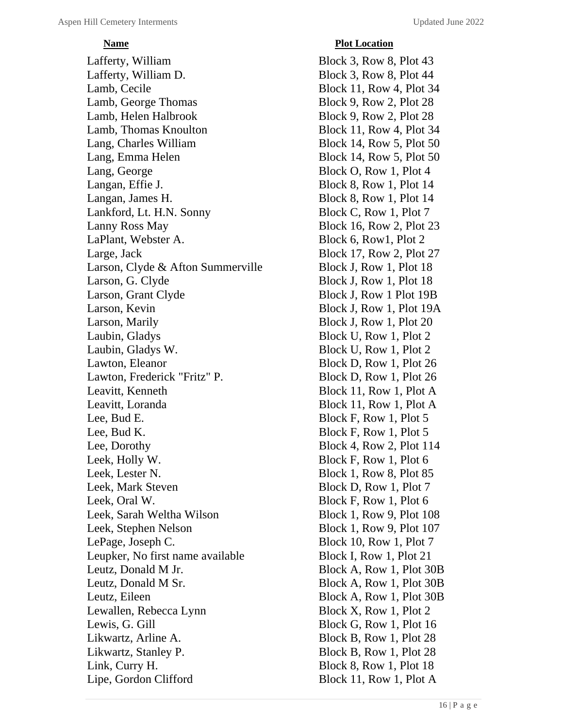| Name | Plot Location |
|---|---|
| Lafferty, William | Block 3, Row 8, Plot 43 |
| Lafferty, William D. | Block 3, Row 8, Plot 44 |
| Lamb, Cecile | Block 11, Row 4, Plot 34 |
| Lamb, George Thomas | Block 9, Row 2, Plot 28 |
| Lamb, Helen Halbrook | Block 9, Row 2, Plot 28 |
| Lamb, Thomas Knoulton | Block 11, Row 4, Plot 34 |
| Lang, Charles William | Block 14, Row 5, Plot 50 |
| Lang, Emma Helen | Block 14, Row 5, Plot 50 |
| Lang, George | Block O, Row 1, Plot 4 |
| Langan, Effie J. | Block 8, Row 1, Plot 14 |
| Langan, James H. | Block 8, Row 1, Plot 14 |
| Lankford, Lt. H.N. Sonny | Block C, Row 1, Plot 7 |
| Lanny Ross May | Block 16, Row 2, Plot 23 |
| LaPlant, Webster A. | Block 6, Row1, Plot 2 |
| Large, Jack | Block 17, Row 2, Plot 27 |
| Larson, Clyde & Afton Summerville | Block J, Row 1, Plot 18 |
| Larson, G. Clyde | Block J, Row 1, Plot 18 |
| Larson, Grant Clyde | Block J, Row 1 Plot 19B |
| Larson, Kevin | Block J, Row 1, Plot 19A |
| Larson, Marily | Block J, Row 1, Plot 20 |
| Laubin, Gladys | Block U, Row 1, Plot 2 |
| Laubin, Gladys W. | Block U, Row 1, Plot 2 |
| Lawton, Eleanor | Block D, Row 1, Plot 26 |
| Lawton, Frederick "Fritz" P. | Block D, Row 1, Plot 26 |
| Leavitt, Kenneth | Block 11, Row 1, Plot A |
| Leavitt, Loranda | Block 11, Row 1, Plot A |
| Lee, Bud E. | Block F, Row 1, Plot 5 |
| Lee, Bud K. | Block F, Row 1, Plot 5 |
| Lee, Dorothy | Block 4, Row 2, Plot 114 |
| Leek, Holly W. | Block F, Row 1, Plot 6 |
| Leek, Lester N. | Block 1, Row 8, Plot 85 |
| Leek, Mark Steven | Block D, Row 1, Plot 7 |
| Leek, Oral W. | Block F, Row 1, Plot 6 |
| Leek, Sarah Weltha Wilson | Block 1, Row 9, Plot 108 |
| Leek, Stephen Nelson | Block 1, Row 9, Plot 107 |
| LePage, Joseph C. | Block 10, Row 1, Plot 7 |
| Leupker, No first name available | Block I, Row 1, Plot 21 |
| Leutz, Donald M Jr. | Block A, Row 1, Plot 30B |
| Leutz, Donald M Sr. | Block A, Row 1, Plot 30B |
| Leutz, Eileen | Block A, Row 1, Plot 30B |
| Lewallen, Rebecca Lynn | Block X, Row 1, Plot 2 |
| Lewis, G. Gill | Block G, Row 1, Plot 16 |
| Likwartz, Arline A. | Block B, Row 1, Plot 28 |
| Likwartz, Stanley P. | Block B, Row 1, Plot 28 |
| Link, Curry H. | Block 8, Row 1, Plot 18 |
| Lipe, Gordon Clifford | Block 11, Row 1, Plot A |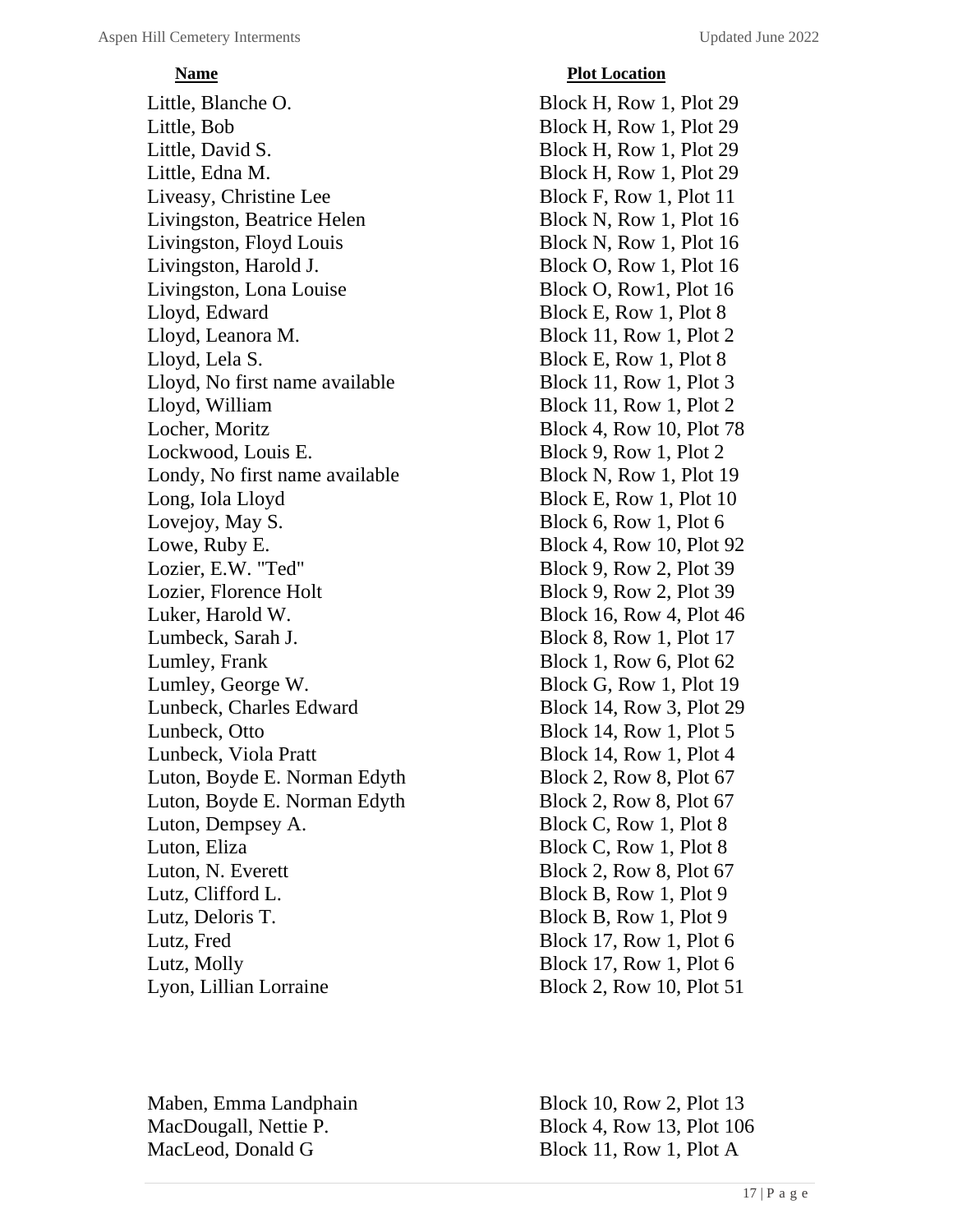| Name | Plot Location |
|---|---|
| Little, Blanche O. | Block H, Row 1, Plot 29 |
| Little, Bob | Block H, Row 1, Plot 29 |
| Little, David S. | Block H, Row 1, Plot 29 |
| Little, Edna M. | Block H, Row 1, Plot 29 |
| Liveasy, Christine Lee | Block F, Row 1, Plot 11 |
| Livingston, Beatrice Helen | Block N, Row 1, Plot 16 |
| Livingston, Floyd Louis | Block N, Row 1, Plot 16 |
| Livingston, Harold J. | Block O, Row 1, Plot 16 |
| Livingston, Lona Louise | Block O, Row1, Plot 16 |
| Lloyd, Edward | Block E, Row 1, Plot 8 |
| Lloyd, Leanora M. | Block 11, Row 1, Plot 2 |
| Lloyd, Lela S. | Block E, Row 1, Plot 8 |
| Lloyd, No first name available | Block 11, Row 1, Plot 3 |
| Lloyd, William | Block 11, Row 1, Plot 2 |
| Locher, Moritz | Block 4, Row 10, Plot 78 |
| Lockwood, Louis E. | Block 9, Row 1, Plot 2 |
| Londy, No first name available | Block N, Row 1, Plot 19 |
| Long, Iola Lloyd | Block E, Row 1, Plot 10 |
| Lovejoy, May S. | Block 6, Row 1, Plot 6 |
| Lowe, Ruby E. | Block 4, Row 10, Plot 92 |
| Lozier, E.W. "Ted" | Block 9, Row 2, Plot 39 |
| Lozier, Florence Holt | Block 9, Row 2, Plot 39 |
| Luker, Harold W. | Block 16, Row 4, Plot 46 |
| Lumbeck, Sarah J. | Block 8, Row 1, Plot 17 |
| Lumley, Frank | Block 1, Row 6, Plot 62 |
| Lumley, George W. | Block G, Row 1, Plot 19 |
| Lunbeck, Charles Edward | Block 14, Row 3, Plot 29 |
| Lunbeck, Otto | Block 14, Row 1, Plot 5 |
| Lunbeck, Viola Pratt | Block 14, Row 1, Plot 4 |
| Luton, Boyde E. Norman Edyth | Block 2, Row 8, Plot 67 |
| Luton, Boyde E. Norman Edyth | Block 2, Row 8, Plot 67 |
| Luton, Dempsey A. | Block C, Row 1, Plot 8 |
| Luton, Eliza | Block C, Row 1, Plot 8 |
| Luton, N. Everett | Block 2, Row 8, Plot 67 |
| Lutz, Clifford L. | Block B, Row 1, Plot 9 |
| Lutz, Deloris T. | Block B, Row 1, Plot 9 |
| Lutz, Fred | Block 17, Row 1, Plot 6 |
| Lutz, Molly | Block 17, Row 1, Plot 6 |
| Lyon, Lillian Lorraine | Block 2, Row 10, Plot 51 |
| | |
| Maben, Emma Landphain | Block 10, Row 2, Plot 13 |
| MacDougall, Nettie P. | Block 4, Row 13, Plot 106 |
| MacLeod, Donald G | Block 11, Row 1, Plot A |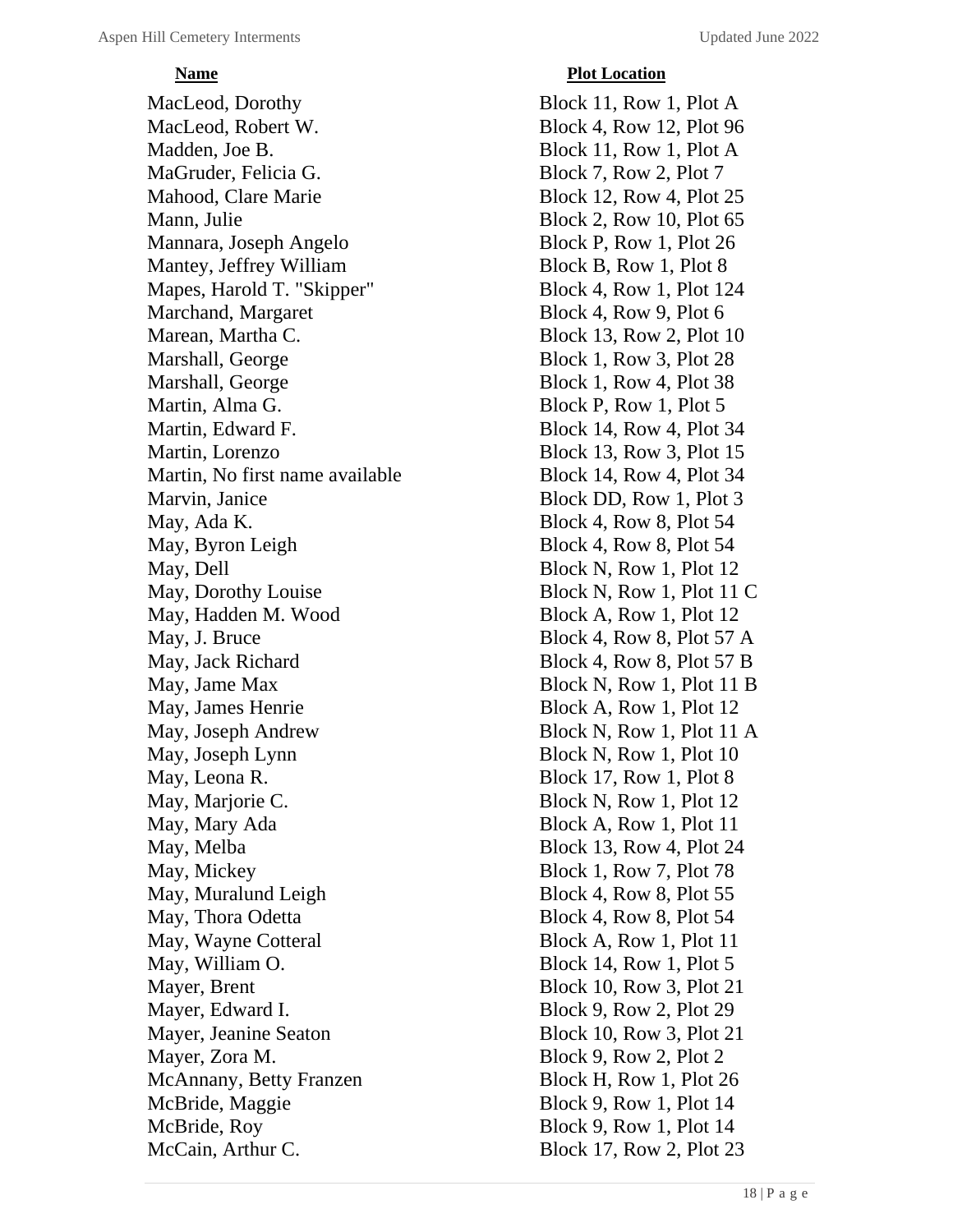| Name | Plot Location |
|---|---|
| MacLeod, Dorothy | Block 11, Row 1, Plot A |
| MacLeod, Robert W. | Block 4, Row 12, Plot 96 |
| Madden, Joe B. | Block 11, Row 1, Plot A |
| MaGruder, Felicia G. | Block 7, Row 2, Plot 7 |
| Mahood, Clare Marie | Block 12, Row 4, Plot 25 |
| Mann, Julie | Block 2, Row 10, Plot 65 |
| Mannara, Joseph Angelo | Block P, Row 1, Plot 26 |
| Mantey, Jeffrey William | Block B, Row 1, Plot 8 |
| Mapes, Harold T. "Skipper" | Block 4, Row 1, Plot 124 |
| Marchand, Margaret | Block 4, Row 9, Plot 6 |
| Marean, Martha C. | Block 13, Row 2, Plot 10 |
| Marshall, George | Block 1, Row 3, Plot 28 |
| Marshall, George | Block 1, Row 4, Plot 38 |
| Martin, Alma G. | Block P, Row 1, Plot 5 |
| Martin, Edward F. | Block 14, Row 4, Plot 34 |
| Martin, Lorenzo | Block 13, Row 3, Plot 15 |
| Martin, No first name available | Block 14, Row 4, Plot 34 |
| Marvin, Janice | Block DD, Row 1, Plot 3 |
| May, Ada K. | Block 4, Row 8, Plot 54 |
| May, Byron Leigh | Block 4, Row 8, Plot 54 |
| May, Dell | Block N, Row 1, Plot 12 |
| May, Dorothy Louise | Block N, Row 1, Plot 11 C |
| May, Hadden M. Wood | Block A, Row 1, Plot 12 |
| May, J. Bruce | Block 4, Row 8, Plot 57 A |
| May, Jack Richard | Block 4, Row 8, Plot 57 B |
| May, Jame Max | Block N, Row 1, Plot 11 B |
| May, James Henrie | Block A, Row 1, Plot 12 |
| May, Joseph Andrew | Block N, Row 1, Plot 11 A |
| May, Joseph Lynn | Block N, Row 1, Plot 10 |
| May, Leona R. | Block 17, Row 1, Plot 8 |
| May, Marjorie C. | Block N, Row 1, Plot 12 |
| May, Mary Ada | Block A, Row 1, Plot 11 |
| May, Melba | Block 13, Row 4, Plot 24 |
| May, Mickey | Block 1, Row 7, Plot 78 |
| May, Muralund Leigh | Block 4, Row 8, Plot 55 |
| May, Thora Odetta | Block 4, Row 8, Plot 54 |
| May, Wayne Cotteral | Block A, Row 1, Plot 11 |
| May, William O. | Block 14, Row 1, Plot 5 |
| Mayer, Brent | Block 10, Row 3, Plot 21 |
| Mayer, Edward I. | Block 9, Row 2, Plot 29 |
| Mayer, Jeanine Seaton | Block 10, Row 3, Plot 21 |
| Mayer, Zora M. | Block 9, Row 2, Plot 2 |
| McAnnany, Betty Franzen | Block H, Row 1, Plot 26 |
| McBride, Maggie | Block 9, Row 1, Plot 14 |
| McBride, Roy | Block 9, Row 1, Plot 14 |
| McCain, Arthur C. | Block 17, Row 2, Plot 23 |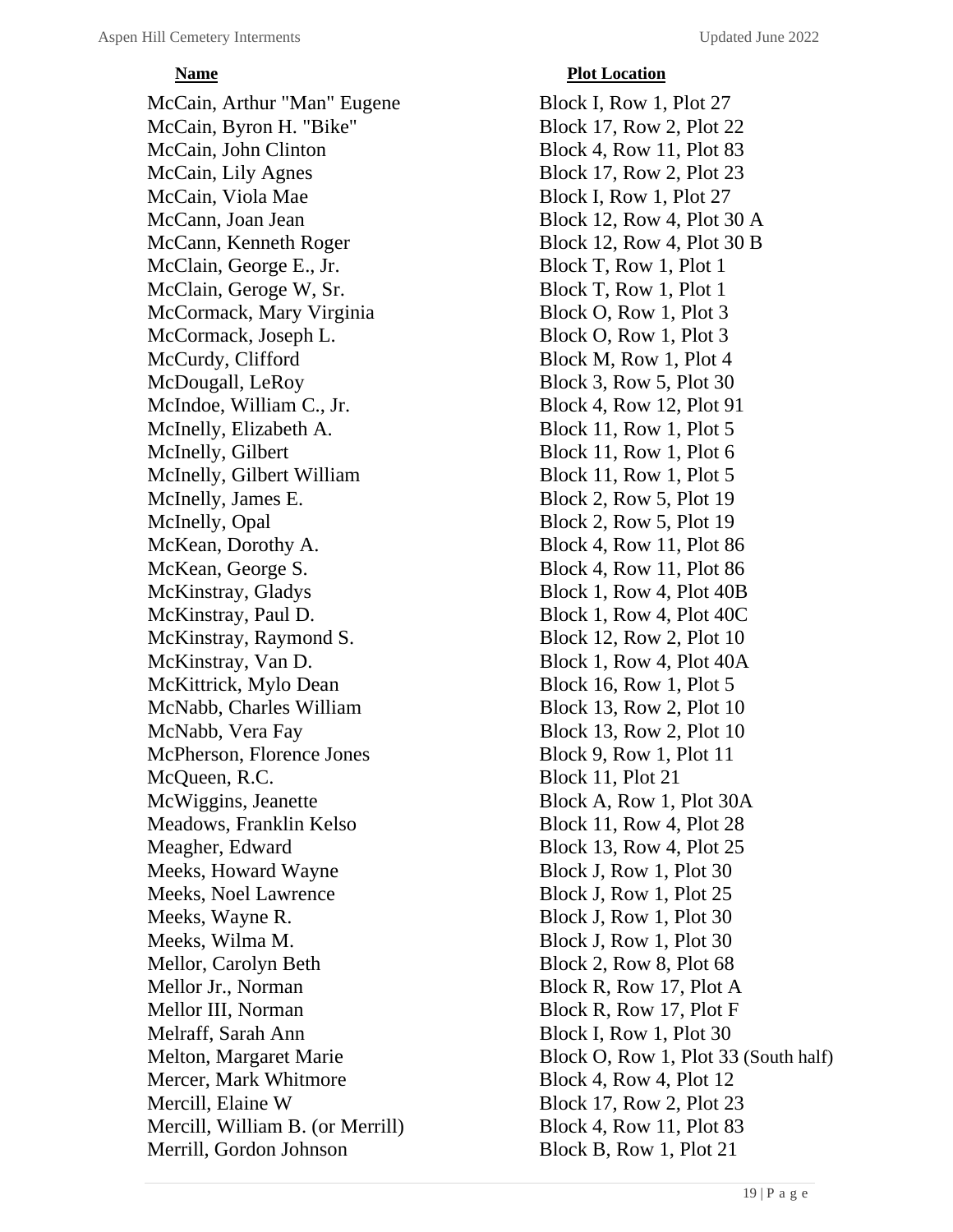| Name | Plot Location |
| --- | --- |
| McCain, Arthur "Man" Eugene | Block I, Row 1, Plot 27 |
| McCain, Byron H. "Bike" | Block 17, Row 2, Plot 22 |
| McCain, John Clinton | Block 4, Row 11, Plot 83 |
| McCain, Lily Agnes | Block 17, Row 2, Plot 23 |
| McCain, Viola Mae | Block I, Row 1, Plot 27 |
| McCann, Joan Jean | Block 12, Row 4, Plot 30 A |
| McCann, Kenneth Roger | Block 12, Row 4, Plot 30 B |
| McClain, George E., Jr. | Block T, Row 1, Plot 1 |
| McClain, Geroge W, Sr. | Block T, Row 1, Plot 1 |
| McCormack, Mary Virginia | Block O, Row 1, Plot 3 |
| McCormack, Joseph L. | Block O, Row 1, Plot 3 |
| McCurdy, Clifford | Block M, Row 1, Plot 4 |
| McDougall, LeRoy | Block 3, Row 5, Plot 30 |
| McIndoe, William C., Jr. | Block 4, Row 12, Plot 91 |
| McInelly, Elizabeth A. | Block 11, Row 1, Plot 5 |
| McInelly, Gilbert | Block 11, Row 1, Plot 6 |
| McInelly, Gilbert William | Block 11, Row 1, Plot 5 |
| McInelly, James E. | Block 2, Row 5, Plot 19 |
| McInelly, Opal | Block 2, Row 5, Plot 19 |
| McKean, Dorothy A. | Block 4, Row 11, Plot 86 |
| McKean, George S. | Block 4, Row 11, Plot 86 |
| McKinstray, Gladys | Block 1, Row 4, Plot 40B |
| McKinstray, Paul D. | Block 1, Row 4, Plot 40C |
| McKinstray, Raymond S. | Block 12, Row 2, Plot 10 |
| McKinstray, Van D. | Block 1, Row 4, Plot 40A |
| McKittrick, Mylo Dean | Block 16, Row 1, Plot 5 |
| McNabb, Charles William | Block 13, Row 2, Plot 10 |
| McNabb, Vera Fay | Block 13, Row 2, Plot 10 |
| McPherson, Florence Jones | Block 9, Row 1, Plot 11 |
| McQueen, R.C. | Block 11, Plot 21 |
| McWiggins, Jeanette | Block A, Row 1, Plot 30A |
| Meadows, Franklin Kelso | Block 11, Row 4, Plot 28 |
| Meagher, Edward | Block 13, Row 4, Plot 25 |
| Meeks, Howard Wayne | Block J, Row 1, Plot 30 |
| Meeks, Noel Lawrence | Block J, Row 1, Plot 25 |
| Meeks, Wayne R. | Block J, Row 1, Plot 30 |
| Meeks, Wilma M. | Block J, Row 1, Plot 30 |
| Mellor, Carolyn Beth | Block 2, Row 8, Plot 68 |
| Mellor Jr., Norman | Block R, Row 17, Plot A |
| Mellor III, Norman | Block R, Row 17, Plot F |
| Melraff, Sarah Ann | Block I, Row 1, Plot 30 |
| Melton, Margaret Marie | Block O, Row 1, Plot 33 (South half) |
| Mercer, Mark Whitmore | Block 4, Row 4, Plot 12 |
| Mercill, Elaine W | Block 17, Row 2, Plot 23 |
| Mercill, William B. (or Merrill) | Block 4, Row 11, Plot 83 |
| Merrill, Gordon Johnson | Block B, Row 1, Plot 21 |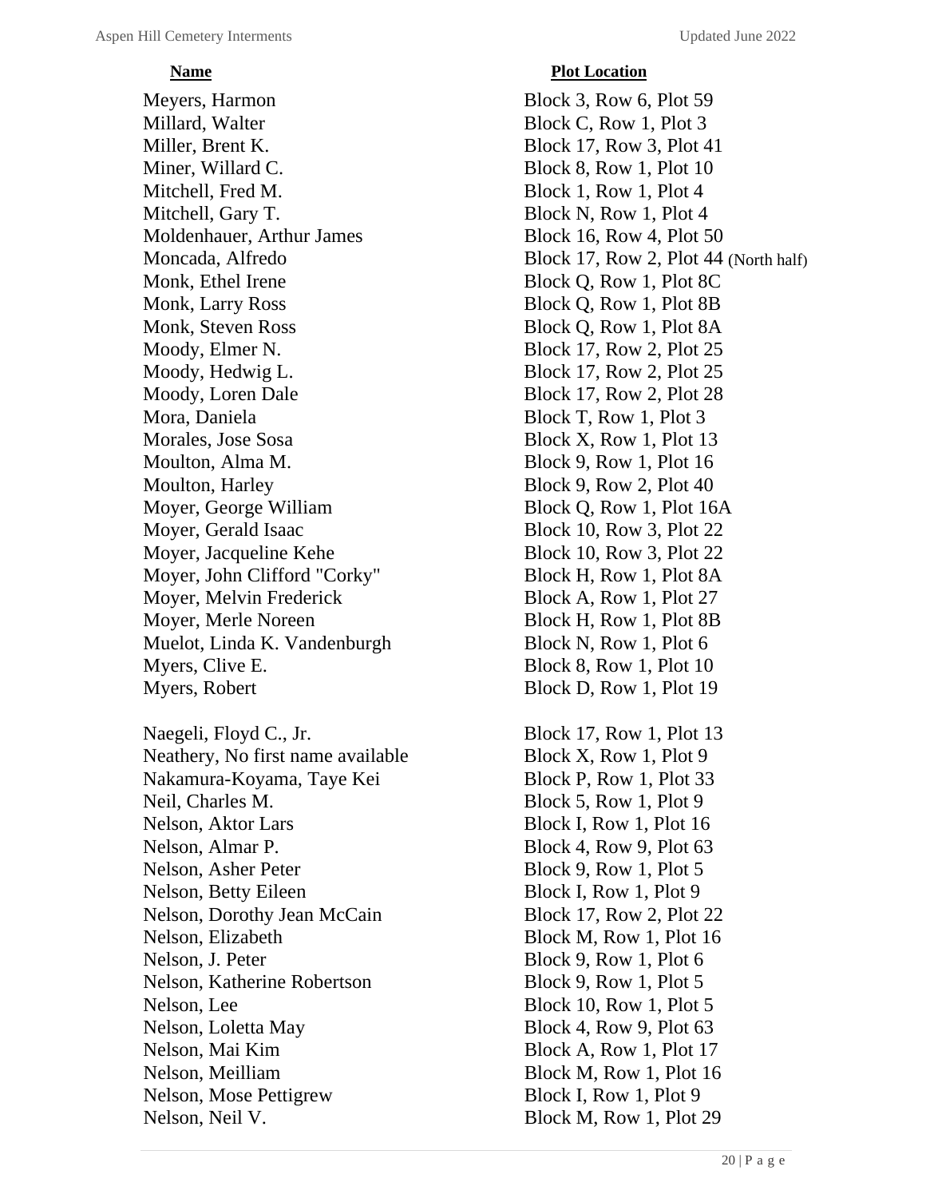| Name | Plot Location |
| --- | --- |
| Meyers, Harmon | Block 3, Row 6, Plot 59 |
| Millard, Walter | Block C, Row 1, Plot 3 |
| Miller, Brent K. | Block 17, Row 3, Plot 41 |
| Miner, Willard C. | Block 8, Row 1, Plot 10 |
| Mitchell, Fred M. | Block 1, Row 1, Plot 4 |
| Mitchell, Gary T. | Block N, Row 1, Plot 4 |
| Moldenhauer, Arthur James | Block 16, Row 4, Plot 50 |
| Moncada, Alfredo | Block 17, Row 2, Plot 44 (North half) |
| Monk, Ethel Irene | Block Q, Row 1, Plot 8C |
| Monk, Larry Ross | Block Q, Row 1, Plot 8B |
| Monk, Steven Ross | Block Q, Row 1, Plot 8A |
| Moody, Elmer N. | Block 17, Row 2, Plot 25 |
| Moody, Hedwig L. | Block 17, Row 2, Plot 25 |
| Moody, Loren Dale | Block 17, Row 2, Plot 28 |
| Mora, Daniela | Block T, Row 1, Plot 3 |
| Morales, Jose Sosa | Block X, Row 1, Plot 13 |
| Moulton, Alma M. | Block 9, Row 1, Plot 16 |
| Moulton, Harley | Block 9, Row 2, Plot 40 |
| Moyer, George William | Block Q, Row 1, Plot 16A |
| Moyer, Gerald Isaac | Block 10, Row 3, Plot 22 |
| Moyer, Jacqueline Kehe | Block 10, Row 3, Plot 22 |
| Moyer, John Clifford "Corky" | Block H, Row 1, Plot 8A |
| Moyer, Melvin Frederick | Block A, Row 1, Plot 27 |
| Moyer, Merle Noreen | Block H, Row 1, Plot 8B |
| Muelot, Linda K. Vandenburgh | Block N, Row 1, Plot 6 |
| Myers, Clive E. | Block 8, Row 1, Plot 10 |
| Myers, Robert | Block D, Row 1, Plot 19 |
| | |
| Naegeli, Floyd C., Jr. | Block 17, Row 1, Plot 13 |
| Neathery, No first name available | Block X, Row 1, Plot 9 |
| Nakamura-Koyama, Taye Kei | Block P, Row 1, Plot 33 |
| Neil, Charles M. | Block 5, Row 1, Plot 9 |
| Nelson, Aktor Lars | Block I, Row 1, Plot 16 |
| Nelson, Almar P. | Block 4, Row 9, Plot 63 |
| Nelson, Asher Peter | Block 9, Row 1, Plot 5 |
| Nelson, Betty Eileen | Block I, Row 1, Plot 9 |
| Nelson, Dorothy Jean McCain | Block 17, Row 2, Plot 22 |
| Nelson, Elizabeth | Block M, Row 1, Plot 16 |
| Nelson, J. Peter | Block 9, Row 1, Plot 6 |
| Nelson, Katherine Robertson | Block 9, Row 1, Plot 5 |
| Nelson, Lee | Block 10, Row 1, Plot 5 |
| Nelson, Loletta May | Block 4, Row 9, Plot 63 |
| Nelson, Mai Kim | Block A, Row 1, Plot 17 |
| Nelson, Meilliam | Block M, Row 1, Plot 16 |
| Nelson, Mose Pettigrew | Block I, Row 1, Plot 9 |
| Nelson, Neil V. | Block M, Row 1, Plot 29 |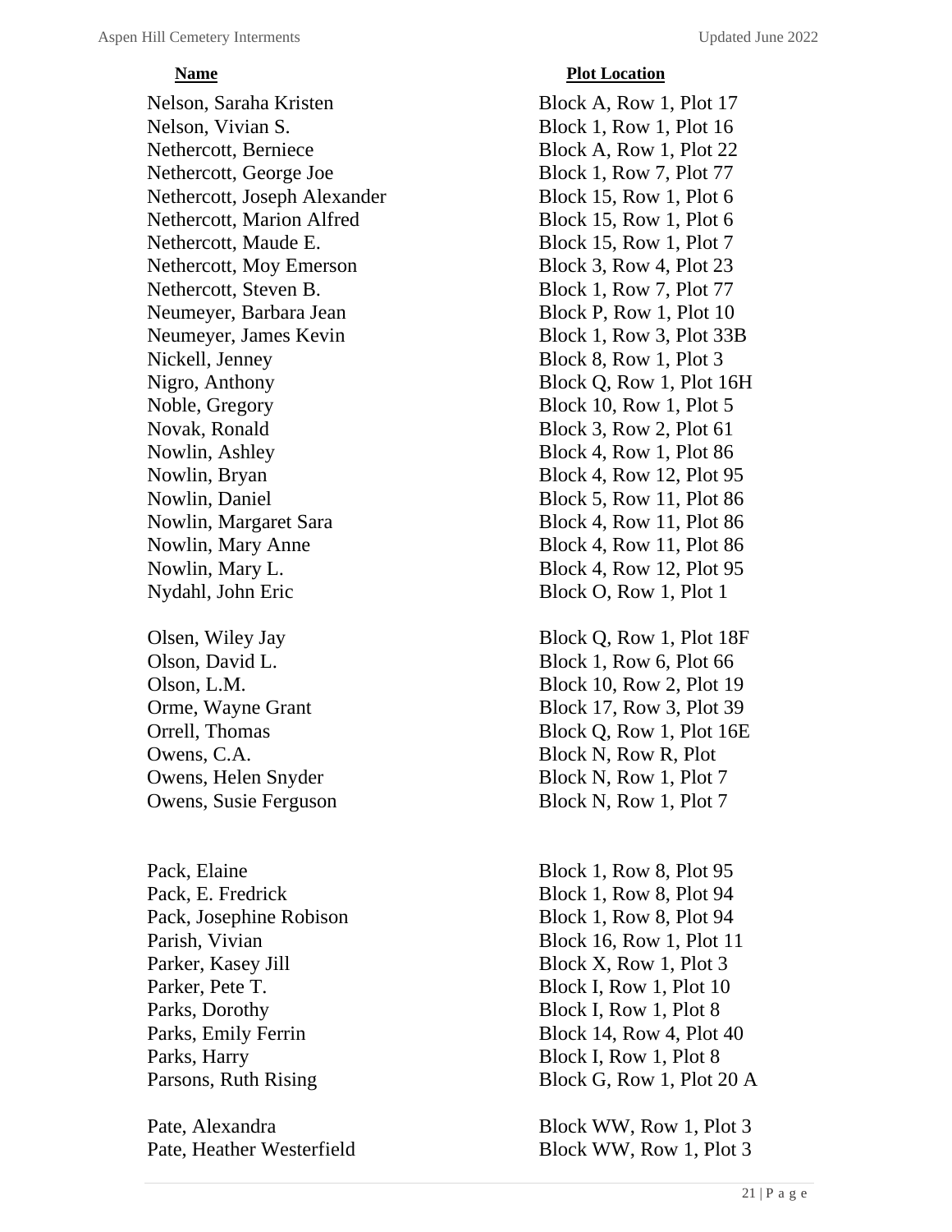| Name | Plot Location |
|---|---|
| Nelson, Saraha Kristen | Block A, Row 1, Plot 17 |
| Nelson, Vivian S. | Block 1, Row 1, Plot 16 |
| Nethercott, Berniece | Block A, Row 1, Plot 22 |
| Nethercott, George Joe | Block 1, Row 7, Plot 77 |
| Nethercott, Joseph Alexander | Block 15, Row 1, Plot 6 |
| Nethercott, Marion Alfred | Block 15, Row 1, Plot 6 |
| Nethercott, Maude E. | Block 15, Row 1, Plot 7 |
| Nethercott, Moy Emerson | Block 3, Row 4, Plot 23 |
| Nethercott, Steven B. | Block 1, Row 7, Plot 77 |
| Neumeyer, Barbara Jean | Block P, Row 1, Plot 10 |
| Neumeyer, James Kevin | Block 1, Row 3, Plot 33B |
| Nickell, Jenney | Block 8, Row 1, Plot 3 |
| Nigro, Anthony | Block Q, Row 1, Plot 16H |
| Noble, Gregory | Block 10, Row 1, Plot 5 |
| Novak, Ronald | Block 3, Row 2, Plot 61 |
| Nowlin, Ashley | Block 4, Row 1, Plot 86 |
| Nowlin, Bryan | Block 4, Row 12, Plot 95 |
| Nowlin, Daniel | Block 5, Row 11, Plot 86 |
| Nowlin, Margaret Sara | Block 4, Row 11, Plot 86 |
| Nowlin, Mary Anne | Block 4, Row 11, Plot 86 |
| Nowlin, Mary L. | Block 4, Row 12, Plot 95 |
| Nydahl, John Eric | Block O, Row 1, Plot 1 |
| | |
| Olsen, Wiley Jay | Block Q, Row 1, Plot 18F |
| Olson, David L. | Block 1, Row 6, Plot 66 |
| Olson, L.M. | Block 10, Row 2, Plot 19 |
| Orme, Wayne Grant | Block 17, Row 3, Plot 39 |
| Orrell, Thomas | Block Q, Row 1, Plot 16E |
| Owens, C.A. | Block N, Row R, Plot |
| Owens, Helen Snyder | Block N, Row 1, Plot 7 |
| Owens, Susie Ferguson | Block N, Row 1, Plot 7 |
| | |
| Pack, Elaine | Block 1, Row 8, Plot 95 |
| Pack, E. Fredrick | Block 1, Row 8, Plot 94 |
| Pack, Josephine Robison | Block 1, Row 8, Plot 94 |
| Parish, Vivian | Block 16, Row 1, Plot 11 |
| Parker, Kasey Jill | Block X, Row 1, Plot 3 |
| Parker, Pete T. | Block I, Row 1, Plot 10 |
| Parks, Dorothy | Block I, Row 1, Plot 8 |
| Parks, Emily Ferrin | Block 14, Row 4, Plot 40 |
| Parks, Harry | Block I, Row 1, Plot 8 |
| Parsons, Ruth Rising | Block G, Row 1, Plot 20 A |
| | |
| Pate, Alexandra | Block WW, Row 1, Plot 3 |
| Pate, Heather Westerfield | Block WW, Row 1, Plot 3 |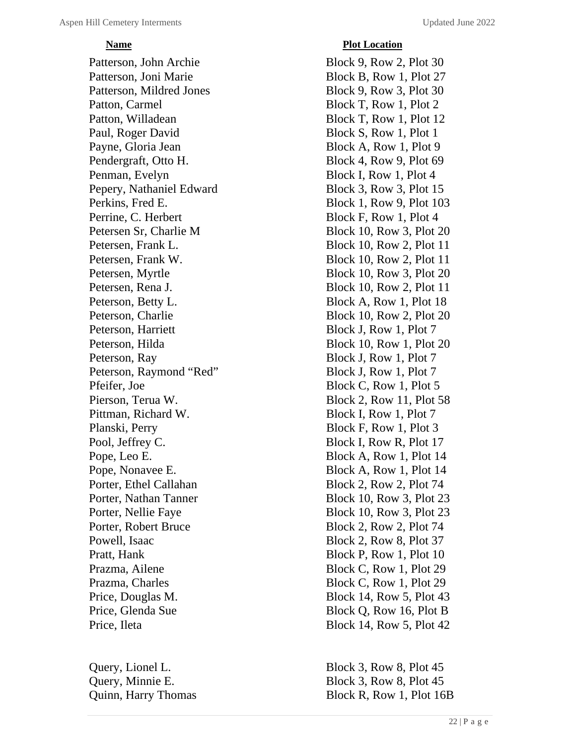| Name | Plot Location |
| --- | --- |
| Patterson, John Archie | Block 9, Row 2, Plot 30 |
| Patterson, Joni Marie | Block B, Row 1, Plot 27 |
| Patterson, Mildred Jones | Block 9, Row 3, Plot 30 |
| Patton, Carmel | Block T, Row 1, Plot 2 |
| Patton, Willadean | Block T, Row 1, Plot 12 |
| Paul, Roger David | Block S, Row 1, Plot 1 |
| Payne, Gloria Jean | Block A, Row 1, Plot 9 |
| Pendergraft, Otto H. | Block 4, Row 9, Plot 69 |
| Penman, Evelyn | Block I, Row 1, Plot 4 |
| Pepery, Nathaniel Edward | Block 3, Row 3, Plot 15 |
| Perkins, Fred E. | Block 1, Row 9, Plot 103 |
| Perrine, C. Herbert | Block F, Row 1, Plot 4 |
| Petersen Sr, Charlie M | Block 10, Row 3, Plot 20 |
| Petersen, Frank L. | Block 10, Row 2, Plot 11 |
| Petersen, Frank W. | Block 10, Row 2, Plot 11 |
| Petersen, Myrtle | Block 10, Row 3, Plot 20 |
| Petersen, Rena J. | Block 10, Row 2, Plot 11 |
| Peterson, Betty L. | Block A, Row 1, Plot 18 |
| Peterson, Charlie | Block 10, Row 2, Plot 20 |
| Peterson, Harriett | Block J, Row 1, Plot 7 |
| Peterson, Hilda | Block 10, Row 1, Plot 20 |
| Peterson, Ray | Block J, Row 1, Plot 7 |
| Peterson, Raymond “Red” | Block J, Row 1, Plot 7 |
| Pfeifer, Joe | Block C, Row 1, Plot 5 |
| Pierson, Terua W. | Block 2, Row 11, Plot 58 |
| Pittman, Richard W. | Block I, Row 1, Plot 7 |
| Planski, Perry | Block F, Row 1, Plot 3 |
| Pool, Jeffrey C. | Block I, Row R, Plot 17 |
| Pope, Leo E. | Block A, Row 1, Plot 14 |
| Pope, Nonavee E. | Block A, Row 1, Plot 14 |
| Porter, Ethel Callahan | Block 2, Row 2, Plot 74 |
| Porter, Nathan Tanner | Block 10, Row 3, Plot 23 |
| Porter, Nellie Faye | Block 10, Row 3, Plot 23 |
| Porter, Robert Bruce | Block 2, Row 2, Plot 74 |
| Powell, Isaac | Block 2, Row 8, Plot 37 |
| Pratt, Hank | Block P, Row 1, Plot 10 |
| Prazma, Ailene | Block C, Row 1, Plot 29 |
| Prazma, Charles | Block C, Row 1, Plot 29 |
| Price, Douglas M. | Block 14, Row 5, Plot 43 |
| Price, Glenda Sue | Block Q, Row 16, Plot B |
| Price, Ileta | Block 14, Row 5, Plot 42 |
| | |
| Query, Lionel L. | Block 3, Row 8, Plot 45 |
| Query, Minnie E. | Block 3, Row 8, Plot 45 |
| Quinn, Harry Thomas | Block R, Row 1, Plot 16B |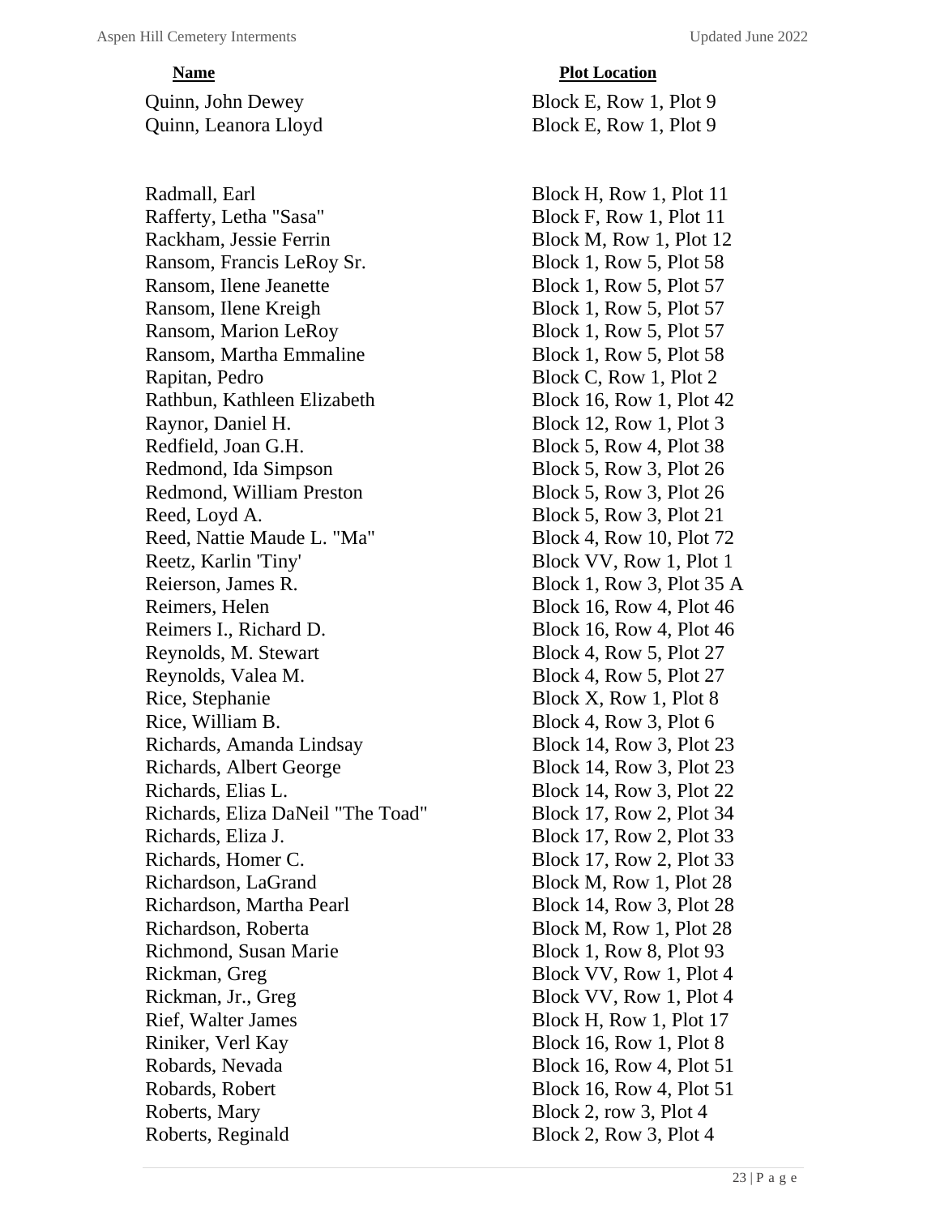| Name | Plot Location |
| --- | --- |
| Quinn, John Dewey | Block E, Row 1, Plot 9 |
| Quinn, Leanora Lloyd | Block E, Row 1, Plot 9 |
| | |
| Radmall, Earl | Block H, Row 1, Plot 11 |
| Rafferty, Letha "Sasa" | Block F, Row 1, Plot 11 |
| Rackham, Jessie Ferrin | Block M, Row 1, Plot 12 |
| Ransom, Francis LeRoy Sr. | Block 1, Row 5, Plot 58 |
| Ransom, Ilene Jeanette | Block 1, Row 5, Plot 57 |
| Ransom, Ilene Kreigh | Block 1, Row 5, Plot 57 |
| Ransom, Marion LeRoy | Block 1, Row 5, Plot 57 |
| Ransom, Martha Emmaline | Block 1, Row 5, Plot 58 |
| Rapitan, Pedro | Block C, Row 1, Plot 2 |
| Rathbun, Kathleen Elizabeth | Block 16, Row 1, Plot 42 |
| Raynor, Daniel H. | Block 12, Row 1, Plot 3 |
| Redfield, Joan G.H. | Block 5, Row 4, Plot 38 |
| Redmond, Ida Simpson | Block 5, Row 3, Plot 26 |
| Redmond, William Preston | Block 5, Row 3, Plot 26 |
| Reed, Loyd A. | Block 5, Row 3, Plot 21 |
| Reed, Nattie Maude L. "Ma" | Block 4, Row 10, Plot 72 |
| Reetz, Karlin 'Tiny' | Block VV, Row 1, Plot 1 |
| Reierson, James R. | Block 1, Row 3, Plot 35 A |
| Reimers, Helen | Block 16, Row 4, Plot 46 |
| Reimers I., Richard D. | Block 16, Row 4, Plot 46 |
| Reynolds, M. Stewart | Block 4, Row 5, Plot 27 |
| Reynolds, Valea M. | Block 4, Row 5, Plot 27 |
| Rice, Stephanie | Block X, Row 1, Plot 8 |
| Rice, William B. | Block 4, Row 3, Plot 6 |
| Richards, Amanda Lindsay | Block 14, Row 3, Plot 23 |
| Richards, Albert George | Block 14, Row 3, Plot 23 |
| Richards, Elias L. | Block 14, Row 3, Plot 22 |
| Richards, Eliza DaNeil "The Toad" | Block 17, Row 2, Plot 34 |
| Richards, Eliza J. | Block 17, Row 2, Plot 33 |
| Richards, Homer C. | Block 17, Row 2, Plot 33 |
| Richardson, LaGrand | Block M, Row 1, Plot 28 |
| Richardson, Martha Pearl | Block 14, Row 3, Plot 28 |
| Richardson, Roberta | Block M, Row 1, Plot 28 |
| Richmond, Susan Marie | Block 1, Row 8, Plot 93 |
| Rickman, Greg | Block VV, Row 1, Plot 4 |
| Rickman, Jr., Greg | Block VV, Row 1, Plot 4 |
| Rief, Walter James | Block H, Row 1, Plot 17 |
| Riniker, Verl Kay | Block 16, Row 1, Plot 8 |
| Robards, Nevada | Block 16, Row 4, Plot 51 |
| Robards, Robert | Block 16, Row 4, Plot 51 |
| Roberts, Mary | Block 2, row 3, Plot 4 |
| Roberts, Reginald | Block 2, Row 3, Plot 4 |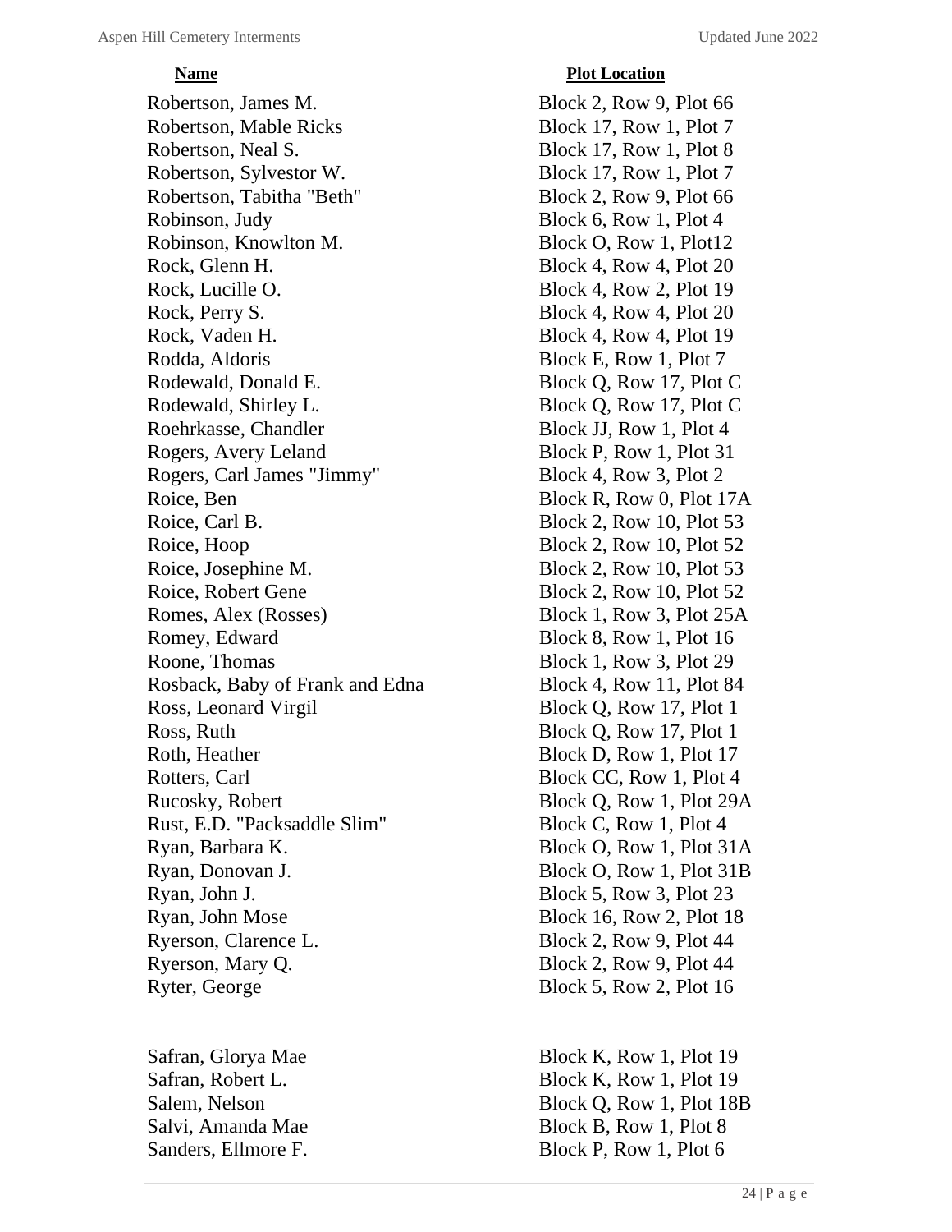| Name | Plot Location |
|---|---|
| Robertson, James M. | Block 2, Row 9, Plot 66 |
| Robertson, Mable Ricks | Block 17, Row 1, Plot 7 |
| Robertson, Neal S. | Block 17, Row 1, Plot 8 |
| Robertson, Sylvestor W. | Block 17, Row 1, Plot 7 |
| Robertson, Tabitha "Beth" | Block 2, Row 9, Plot 66 |
| Robinson, Judy | Block 6, Row 1, Plot 4 |
| Robinson, Knowlton M. | Block O, Row 1, Plot12 |
| Rock, Glenn H. | Block 4, Row 4, Plot 20 |
| Rock, Lucille O. | Block 4, Row 2, Plot 19 |
| Rock, Perry S. | Block 4, Row 4, Plot 20 |
| Rock, Vaden H. | Block 4, Row 4, Plot 19 |
| Rodda, Aldoris | Block E, Row 1, Plot 7 |
| Rodewald, Donald E. | Block Q, Row 17, Plot C |
| Rodewald, Shirley L. | Block Q, Row 17, Plot C |
| Roehrkasse, Chandler | Block JJ, Row 1, Plot 4 |
| Rogers, Avery Leland | Block P, Row 1, Plot 31 |
| Rogers, Carl James "Jimmy" | Block 4, Row 3, Plot 2 |
| Roice, Ben | Block R, Row 0, Plot 17A |
| Roice, Carl B. | Block 2, Row 10, Plot 53 |
| Roice, Hoop | Block 2, Row 10, Plot 52 |
| Roice, Josephine M. | Block 2, Row 10, Plot 53 |
| Roice, Robert Gene | Block 2, Row 10, Plot 52 |
| Romes, Alex (Rosses) | Block 1, Row 3, Plot 25A |
| Romey, Edward | Block 8, Row 1, Plot 16 |
| Roone, Thomas | Block 1, Row 3, Plot 29 |
| Rosback, Baby of Frank and Edna | Block 4, Row 11, Plot 84 |
| Ross, Leonard Virgil | Block Q, Row 17, Plot 1 |
| Ross, Ruth | Block Q, Row 17, Plot 1 |
| Roth, Heather | Block D, Row 1, Plot 17 |
| Rotters, Carl | Block CC, Row 1, Plot 4 |
| Rucosky, Robert | Block Q, Row 1, Plot 29A |
| Rust, E.D. "Packsaddle Slim" | Block C, Row 1, Plot 4 |
| Ryan, Barbara K. | Block O, Row 1, Plot 31A |
| Ryan, Donovan J. | Block O, Row 1, Plot 31B |
| Ryan, John J. | Block 5, Row 3, Plot 23 |
| Ryan, John Mose | Block 16, Row 2, Plot 18 |
| Ryerson, Clarence L. | Block 2, Row 9, Plot 44 |
| Ryerson, Mary Q. | Block 2, Row 9, Plot 44 |
| Ryter, George | Block 5, Row 2, Plot 16 |
| | |
| Safran, Glorya Mae | Block K, Row 1, Plot 19 |
| Safran, Robert L. | Block K, Row 1, Plot 19 |
| Salem, Nelson | Block Q, Row 1, Plot 18B |
| Salvi, Amanda Mae | Block B, Row 1, Plot 8 |
| Sanders, Ellmore F. | Block P, Row 1, Plot 6 |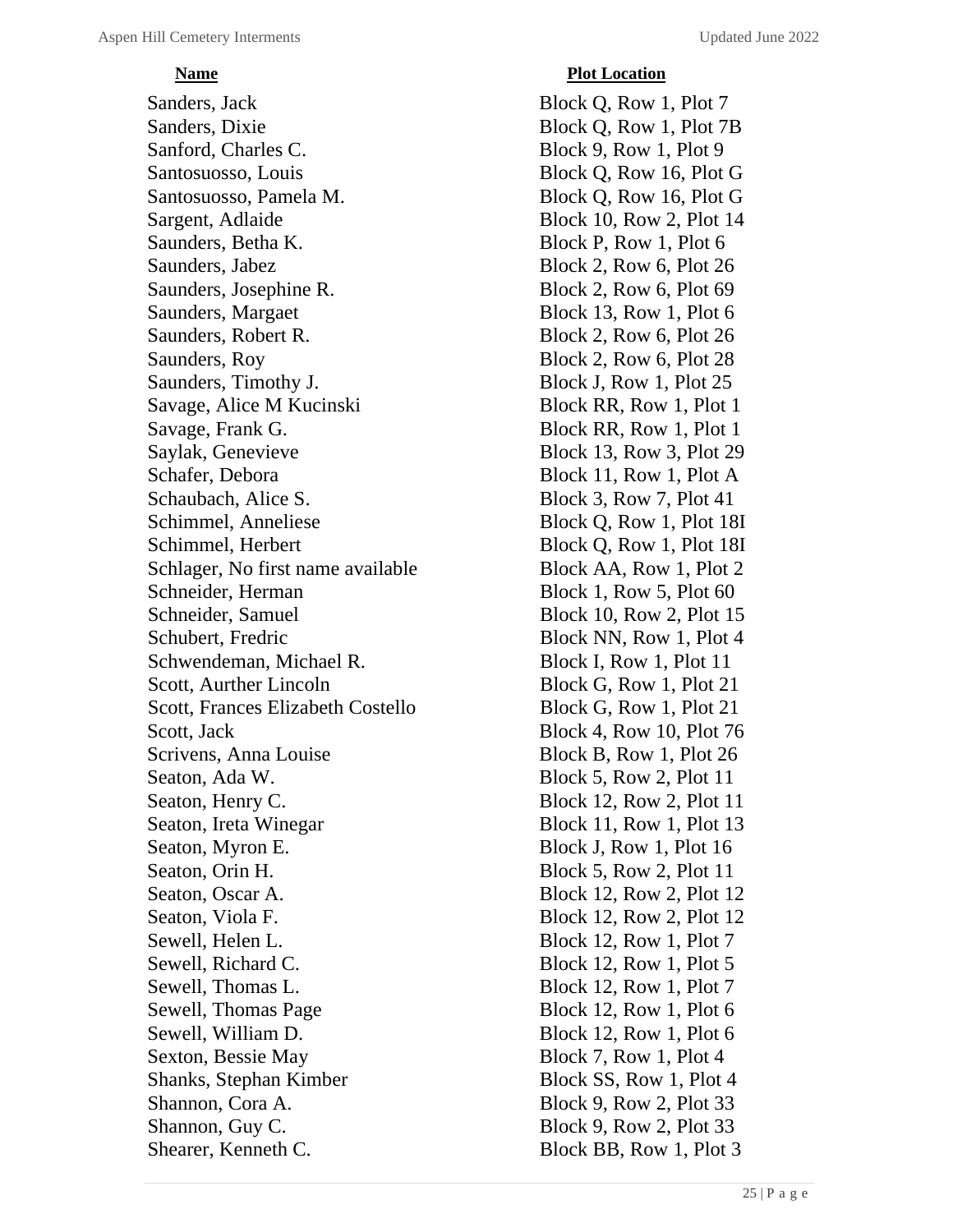| Name | Plot Location |
| --- | --- |
| Sanders, Jack | Block Q, Row 1, Plot 7 |
| Sanders, Dixie | Block Q, Row 1, Plot 7B |
| Sanford, Charles C. | Block 9, Row 1, Plot 9 |
| Santosuosso, Louis | Block Q, Row 16, Plot G |
| Santosuosso, Pamela M. | Block Q, Row 16, Plot G |
| Sargent, Adlaide | Block 10, Row 2, Plot 14 |
| Saunders, Betha K. | Block P, Row 1, Plot 6 |
| Saunders, Jabez | Block 2, Row 6, Plot 26 |
| Saunders, Josephine R. | Block 2, Row 6, Plot 69 |
| Saunders, Margaet | Block 13, Row 1, Plot 6 |
| Saunders, Robert R. | Block 2, Row 6, Plot 26 |
| Saunders, Roy | Block 2, Row 6, Plot 28 |
| Saunders, Timothy J. | Block J, Row 1, Plot 25 |
| Savage, Alice M Kucinski | Block RR, Row 1, Plot 1 |
| Savage, Frank G. | Block RR, Row 1, Plot 1 |
| Saylak, Genevieve | Block 13, Row 3, Plot 29 |
| Schafer, Debora | Block 11, Row 1, Plot A |
| Schaubach, Alice S. | Block 3, Row 7, Plot 41 |
| Schimmel, Anneliese | Block Q, Row 1, Plot 18I |
| Schimmel, Herbert | Block Q, Row 1, Plot 18I |
| Schlager, No first name available | Block AA, Row 1, Plot 2 |
| Schneider, Herman | Block 1, Row 5, Plot 60 |
| Schneider, Samuel | Block 10, Row 2, Plot 15 |
| Schubert, Fredric | Block NN, Row 1, Plot 4 |
| Schwendeman, Michael R. | Block I, Row 1, Plot 11 |
| Scott, Aurther Lincoln | Block G, Row 1, Plot 21 |
| Scott, Frances Elizabeth Costello | Block G, Row 1, Plot 21 |
| Scott, Jack | Block 4, Row 10, Plot 76 |
| Scrivens, Anna Louise | Block B, Row 1, Plot 26 |
| Seaton, Ada W. | Block 5, Row 2, Plot 11 |
| Seaton, Henry C. | Block 12, Row 2, Plot 11 |
| Seaton, Ireta Winegar | Block 11, Row 1, Plot 13 |
| Seaton, Myron E. | Block J, Row 1, Plot 16 |
| Seaton, Orin H. | Block 5, Row 2, Plot 11 |
| Seaton, Oscar A. | Block 12, Row 2, Plot 12 |
| Seaton, Viola F. | Block 12, Row 2, Plot 12 |
| Sewell, Helen L. | Block 12, Row 1, Plot 7 |
| Sewell, Richard C. | Block 12, Row 1, Plot 5 |
| Sewell, Thomas L. | Block 12, Row 1, Plot 7 |
| Sewell, Thomas Page | Block 12, Row 1, Plot 6 |
| Sewell, William D. | Block 12, Row 1, Plot 6 |
| Sexton, Bessie May | Block 7, Row 1, Plot 4 |
| Shanks, Stephan Kimber | Block SS, Row 1, Plot 4 |
| Shannon, Cora A. | Block 9, Row 2, Plot 33 |
| Shannon, Guy C. | Block 9, Row 2, Plot 33 |
| Shearer, Kenneth C. | Block BB, Row 1, Plot 3 |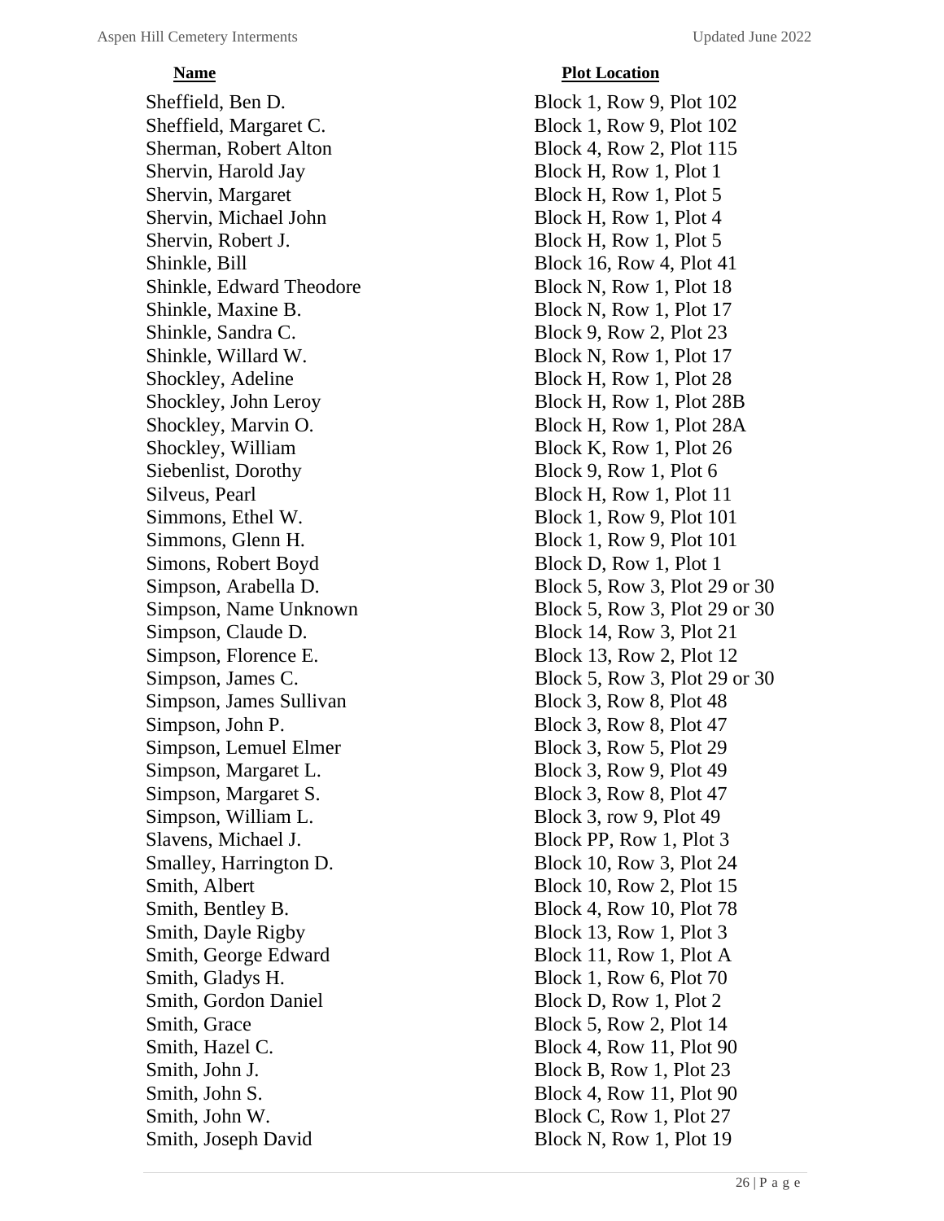| Name | Plot Location |
| --- | --- |
| Sheffield, Ben D. | Block 1, Row 9, Plot 102 |
| Sheffield, Margaret C. | Block 1, Row 9, Plot 102 |
| Sherman, Robert Alton | Block 4, Row 2, Plot 115 |
| Shervin, Harold Jay | Block H, Row 1, Plot 1 |
| Shervin, Margaret | Block H, Row 1, Plot 5 |
| Shervin, Michael John | Block H, Row 1, Plot 4 |
| Shervin, Robert J. | Block H, Row 1, Plot 5 |
| Shinkle, Bill | Block 16, Row 4, Plot 41 |
| Shinkle, Edward Theodore | Block N, Row 1, Plot 18 |
| Shinkle, Maxine B. | Block N, Row 1, Plot 17 |
| Shinkle, Sandra C. | Block 9, Row 2, Plot 23 |
| Shinkle, Willard W. | Block N, Row 1, Plot 17 |
| Shockley, Adeline | Block H, Row 1, Plot 28 |
| Shockley, John Leroy | Block H, Row 1, Plot 28B |
| Shockley, Marvin O. | Block H, Row 1, Plot 28A |
| Shockley, William | Block K, Row 1, Plot 26 |
| Siebenlist, Dorothy | Block 9, Row 1, Plot 6 |
| Silveus, Pearl | Block H, Row 1, Plot 11 |
| Simmons, Ethel W. | Block 1, Row 9, Plot 101 |
| Simmons, Glenn H. | Block 1, Row 9, Plot 101 |
| Simons, Robert Boyd | Block D, Row 1, Plot 1 |
| Simpson, Arabella D. | Block 5, Row 3, Plot 29 or 30 |
| Simpson, Name Unknown | Block 5, Row 3, Plot 29 or 30 |
| Simpson, Claude D. | Block 14, Row 3, Plot 21 |
| Simpson, Florence E. | Block 13, Row 2, Plot 12 |
| Simpson, James C. | Block 5, Row 3, Plot 29 or 30 |
| Simpson, James Sullivan | Block 3, Row 8, Plot 48 |
| Simpson, John P. | Block 3, Row 8, Plot 47 |
| Simpson, Lemuel Elmer | Block 3, Row 5, Plot 29 |
| Simpson, Margaret L. | Block 3, Row 9, Plot 49 |
| Simpson, Margaret S. | Block 3, Row 8, Plot 47 |
| Simpson, William L. | Block 3, row 9, Plot 49 |
| Slavens, Michael J. | Block PP, Row 1, Plot 3 |
| Smalley, Harrington D. | Block 10, Row 3, Plot 24 |
| Smith, Albert | Block 10, Row 2, Plot 15 |
| Smith, Bentley B. | Block 4, Row 10, Plot 78 |
| Smith, Dayle Rigby | Block 13, Row 1, Plot 3 |
| Smith, George Edward | Block 11, Row 1, Plot A |
| Smith, Gladys H. | Block 1, Row 6, Plot 70 |
| Smith, Gordon Daniel | Block D, Row 1, Plot 2 |
| Smith, Grace | Block 5, Row 2, Plot 14 |
| Smith, Hazel C. | Block 4, Row 11, Plot 90 |
| Smith, John J. | Block B, Row 1, Plot 23 |
| Smith, John S. | Block 4, Row 11, Plot 90 |
| Smith, John W. | Block C, Row 1, Plot 27 |
| Smith, Joseph David | Block N, Row 1, Plot 19 |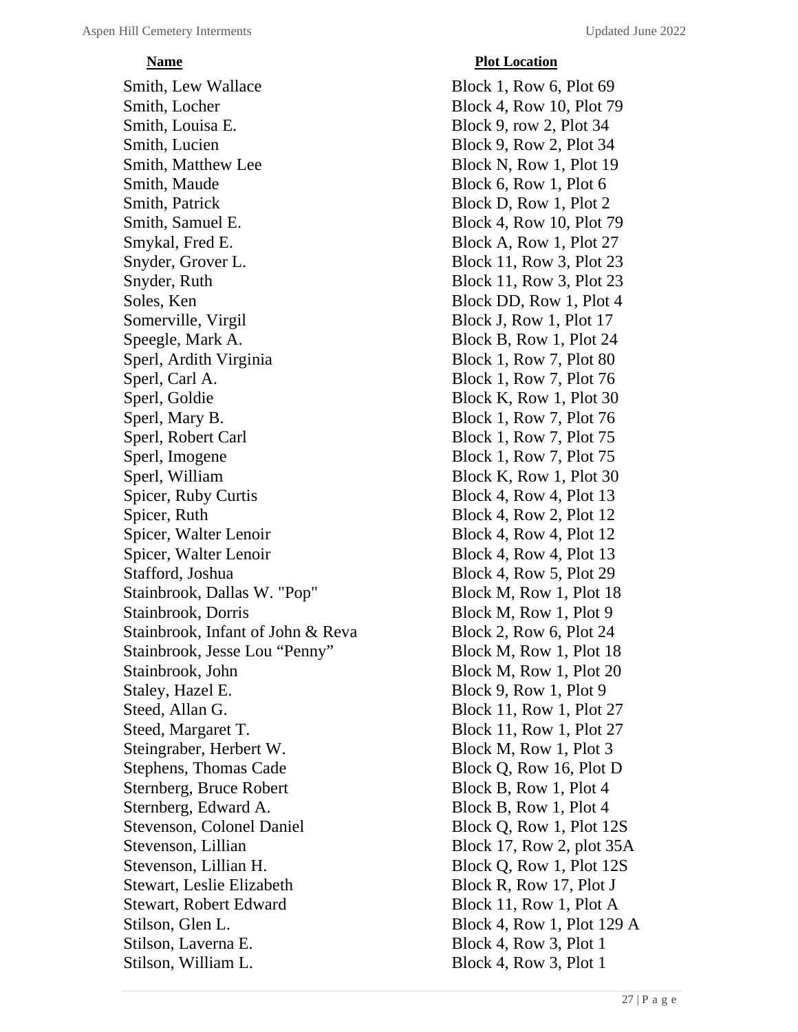| Name | Plot Location |
|---|---|
| Smith, Lew Wallace | Block 1, Row 6, Plot 69 |
| Smith, Locher | Block 4, Row 10, Plot 79 |
| Smith, Louisa E. | Block 9, row 2, Plot 34 |
| Smith, Lucien | Block 9, Row 2, Plot 34 |
| Smith, Matthew Lee | Block N, Row 1, Plot 19 |
| Smith, Maude | Block 6, Row 1, Plot 6 |
| Smith, Patrick | Block D, Row 1, Plot 2 |
| Smith, Samuel E. | Block 4, Row 10, Plot 79 |
| Smykal, Fred E. | Block A, Row 1, Plot 27 |
| Snyder, Grover L. | Block 11, Row 3, Plot 23 |
| Snyder, Ruth | Block 11, Row 3, Plot 23 |
| Soles, Ken | Block DD, Row 1, Plot 4 |
| Somerville, Virgil | Block J, Row 1, Plot 17 |
| Speegle, Mark A. | Block B, Row 1, Plot 24 |
| Sperl, Ardith Virginia | Block 1, Row 7, Plot 80 |
| Sperl, Carl A. | Block 1, Row 7, Plot 76 |
| Sperl, Goldie | Block K, Row 1, Plot 30 |
| Sperl, Mary B. | Block 1, Row 7, Plot 76 |
| Sperl, Robert Carl | Block 1, Row 7, Plot 75 |
| Sperl, Imogene | Block 1, Row 7, Plot 75 |
| Sperl, William | Block K, Row 1, Plot 30 |
| Spicer, Ruby Curtis | Block 4, Row 4, Plot 13 |
| Spicer, Ruth | Block 4, Row 2, Plot 12 |
| Spicer, Walter Lenoir | Block 4, Row 4, Plot 12 |
| Spicer, Walter Lenoir | Block 4, Row 4, Plot 13 |
| Stafford, Joshua | Block 4, Row 5, Plot 29 |
| Stainbrook, Dallas W. "Pop" | Block M, Row 1, Plot 18 |
| Stainbrook, Dorris | Block M, Row 1, Plot 9 |
| Stainbrook, Infant of John & Reva | Block 2, Row 6, Plot 24 |
| Stainbrook, Jesse Lou "Penny" | Block M, Row 1, Plot 18 |
| Stainbrook, John | Block M, Row 1, Plot 20 |
| Staley, Hazel E. | Block 9, Row 1, Plot 9 |
| Steed, Allan G. | Block 11, Row 1, Plot 27 |
| Steed, Margaret T. | Block 11, Row 1, Plot 27 |
| Steingraber, Herbert W. | Block M, Row 1, Plot 3 |
| Stephens, Thomas Cade | Block Q, Row 16, Plot D |
| Sternberg, Bruce Robert | Block B, Row 1, Plot 4 |
| Sternberg, Edward A. | Block B, Row 1, Plot 4 |
| Stevenson, Colonel Daniel | Block Q, Row 1, Plot 12S |
| Stevenson, Lillian | Block 17, Row 2, plot 35A |
| Stevenson, Lillian H. | Block Q, Row 1, Plot 12S |
| Stewart, Leslie Elizabeth | Block R, Row 17, Plot J |
| Stewart, Robert Edward | Block 11, Row 1, Plot A |
| Stilson, Glen L. | Block 4, Row 1, Plot 129 A |
| Stilson, Laverna E. | Block 4, Row 3, Plot 1 |
| Stilson, William L. | Block 4, Row 3, Plot 1 |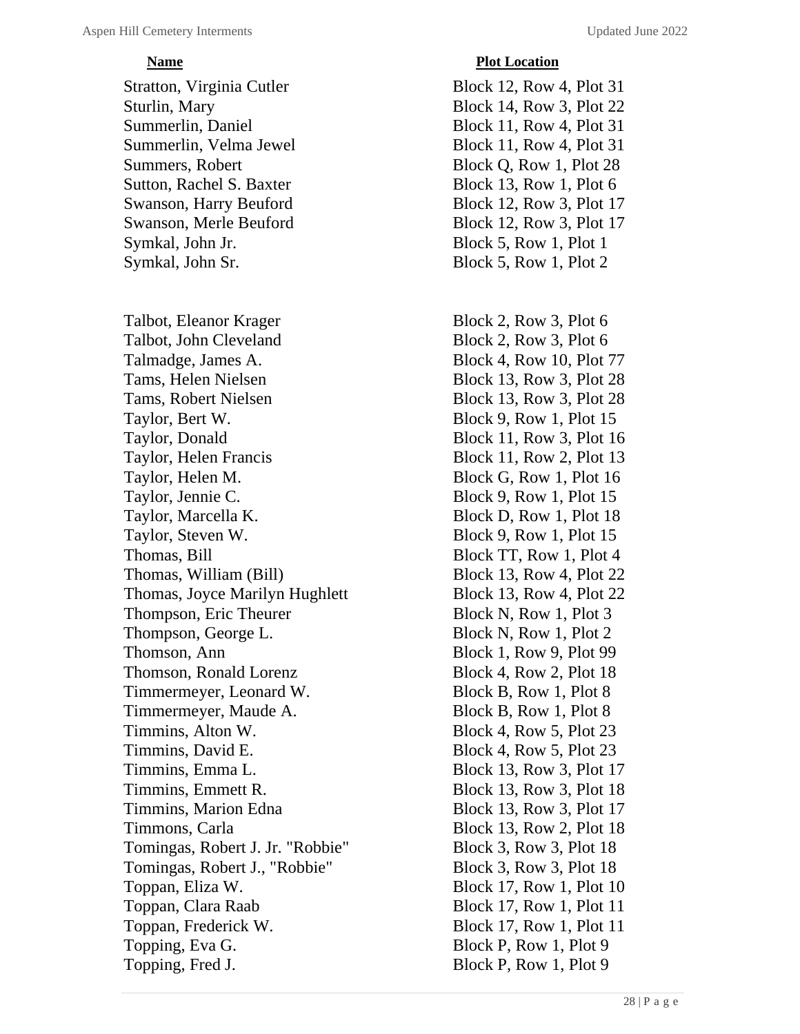| Name | Plot Location |
|---|---|
| Stratton, Virginia Cutler | Block 12, Row 4, Plot 31 |
| Sturlin, Mary | Block 14, Row 3, Plot 22 |
| Summerlin, Daniel | Block 11, Row 4, Plot 31 |
| Summerlin, Velma Jewel | Block 11, Row 4, Plot 31 |
| Summers, Robert | Block Q, Row 1, Plot 28 |
| Sutton, Rachel S. Baxter | Block 13, Row 1, Plot 6 |
| Swanson, Harry Beuford | Block 12, Row 3, Plot 17 |
| Swanson, Merle Beuford | Block 12, Row 3, Plot 17 |
| Symkal, John Jr. | Block 5, Row 1, Plot 1 |
| Symkal, John Sr. | Block 5, Row 1, Plot 2 |
| | |
| Talbot, Eleanor Krager | Block 2, Row 3, Plot 6 |
| Talbot, John Cleveland | Block 2, Row 3, Plot 6 |
| Talmadge, James A. | Block 4, Row 10, Plot 77 |
| Tams, Helen Nielsen | Block 13, Row 3, Plot 28 |
| Tams, Robert Nielsen | Block 13, Row 3, Plot 28 |
| Taylor, Bert W. | Block 9, Row 1, Plot 15 |
| Taylor, Donald | Block 11, Row 3, Plot 16 |
| Taylor, Helen Francis | Block 11, Row 2, Plot 13 |
| Taylor, Helen M. | Block G, Row 1, Plot 16 |
| Taylor, Jennie C. | Block 9, Row 1, Plot 15 |
| Taylor, Marcella K. | Block D, Row 1, Plot 18 |
| Taylor, Steven W. | Block 9, Row 1, Plot 15 |
| Thomas, Bill | Block TT, Row 1, Plot 4 |
| Thomas, William (Bill) | Block 13, Row 4, Plot 22 |
| Thomas, Joyce Marilyn Hughlett | Block 13, Row 4, Plot 22 |
| Thompson, Eric Theurer | Block N, Row 1, Plot 3 |
| Thompson, George L. | Block N, Row 1, Plot 2 |
| Thomson, Ann | Block 1, Row 9, Plot 99 |
| Thomson, Ronald Lorenz | Block 4, Row 2, Plot 18 |
| Timmermeyer, Leonard W. | Block B, Row 1, Plot 8 |
| Timmermeyer, Maude A. | Block B, Row 1, Plot 8 |
| Timmins, Alton W. | Block 4, Row 5, Plot 23 |
| Timmins, David E. | Block 4, Row 5, Plot 23 |
| Timmins, Emma L. | Block 13, Row 3, Plot 17 |
| Timmins, Emmett R. | Block 13, Row 3, Plot 18 |
| Timmins, Marion Edna | Block 13, Row 3, Plot 17 |
| Timmons, Carla | Block 13, Row 2, Plot 18 |
| Tomingas, Robert J. Jr. "Robbie" | Block 3, Row 3, Plot 18 |
| Tomingas, Robert J., "Robbie" | Block 3, Row 3, Plot 18 |
| Toppan, Eliza W. | Block 17, Row 1, Plot 10 |
| Toppan, Clara Raab | Block 17, Row 1, Plot 11 |
| Toppan, Frederick W. | Block 17, Row 1, Plot 11 |
| Topping, Eva G. | Block P, Row 1, Plot 9 |
| Topping, Fred J. | Block P, Row 1, Plot 9 |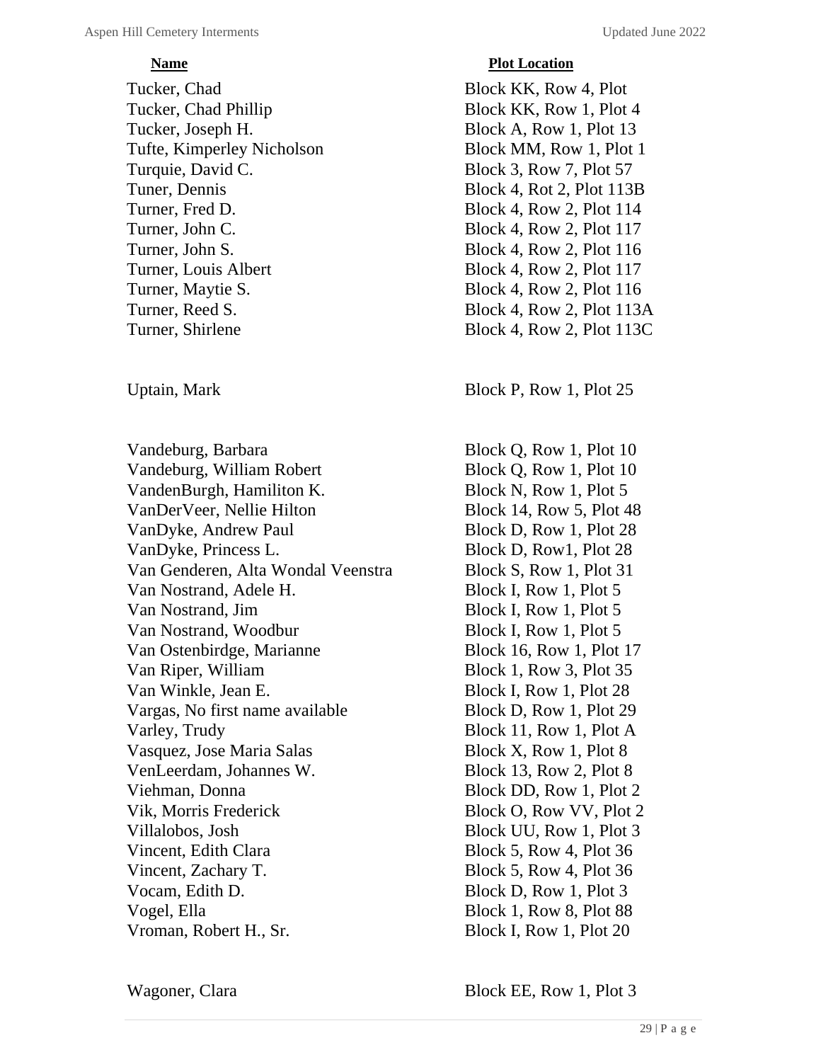| Name | Plot Location |
|---|---|
| Tucker, Chad | Block KK, Row 4, Plot |
| Tucker, Chad Phillip | Block KK, Row 1, Plot 4 |
| Tucker, Joseph H. | Block A, Row 1, Plot 13 |
| Tufte, Kimperley Nicholson | Block MM, Row 1, Plot 1 |
| Turquie, David C. | Block 3, Row 7, Plot 57 |
| Tuner, Dennis | Block 4, Rot 2, Plot 113B |
| Turner, Fred D. | Block 4, Row 2, Plot 114 |
| Turner, John C. | Block 4, Row 2, Plot 117 |
| Turner, John S. | Block 4, Row 2, Plot 116 |
| Turner, Louis Albert | Block 4, Row 2, Plot 117 |
| Turner, Maytie S. | Block 4, Row 2, Plot 116 |
| Turner, Reed S. | Block 4, Row 2, Plot 113A |
| Turner, Shirlene | Block 4, Row 2, Plot 113C |
| | |
| Uptain, Mark | Block P, Row 1, Plot 25 |
| | |
| Vandeburg, Barbara | Block Q, Row 1, Plot 10 |
| Vandeburg, William Robert | Block Q, Row 1, Plot 10 |
| VandenBurgh, Hamiliton K. | Block N, Row 1, Plot 5 |
| VanDerVeer, Nellie Hilton | Block 14, Row 5, Plot 48 |
| VanDyke, Andrew Paul | Block D, Row 1, Plot 28 |
| VanDyke, Princess L. | Block D, Row1, Plot 28 |
| Van Genderen, Alta Wondal Veenstra | Block S, Row 1, Plot 31 |
| Van Nostrand, Adele H. | Block I, Row 1, Plot 5 |
| Van Nostrand, Jim | Block I, Row 1, Plot 5 |
| Van Nostrand, Woodbur | Block I, Row 1, Plot 5 |
| Van Ostenbirdge, Marianne | Block 16, Row 1, Plot 17 |
| Van Riper, William | Block 1, Row 3, Plot 35 |
| Van Winkle, Jean E. | Block I, Row 1, Plot 28 |
| Vargas, No first name available | Block D, Row 1, Plot 29 |
| Varley, Trudy | Block 11, Row 1, Plot A |
| Vasquez, Jose Maria Salas | Block X, Row 1, Plot 8 |
| VenLeerdam, Johannes W. | Block 13, Row 2, Plot 8 |
| Viehman, Donna | Block DD, Row 1, Plot 2 |
| Vik, Morris Frederick | Block O, Row VV, Plot 2 |
| Villalobos, Josh | Block UU, Row 1, Plot 3 |
| Vincent, Edith Clara | Block 5, Row 4, Plot 36 |
| Vincent, Zachary T. | Block 5, Row 4, Plot 36 |
| Vocam, Edith D. | Block D, Row 1, Plot 3 |
| Vogel, Ella | Block 1, Row 8, Plot 88 |
| Vroman, Robert H., Sr. | Block I, Row 1, Plot 20 |
| | |
| Wagoner, Clara | Block EE, Row 1, Plot 3 |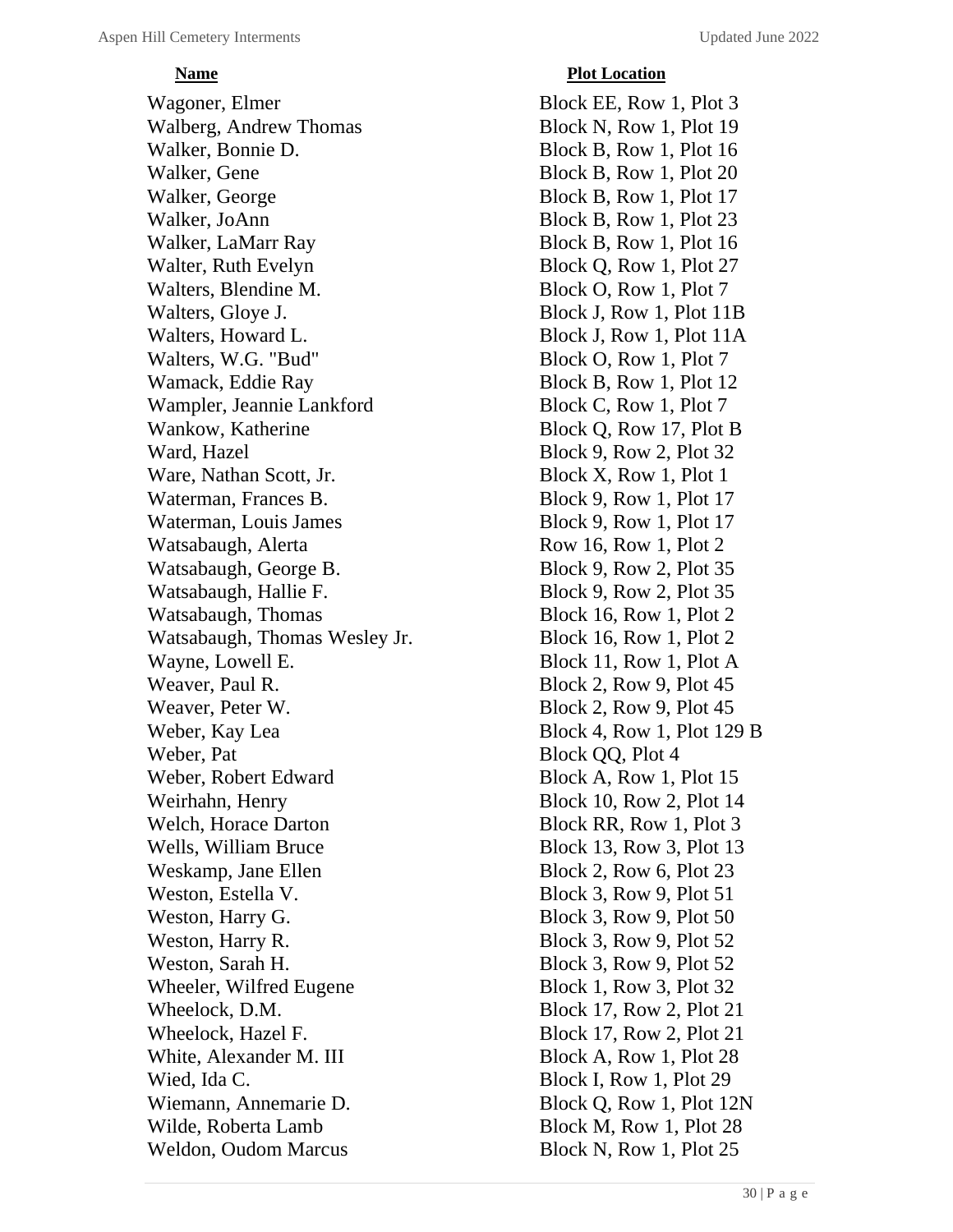| Name | Plot Location |
|---|---|
| Wagoner, Elmer | Block EE, Row 1, Plot 3 |
| Walberg, Andrew Thomas | Block N, Row 1, Plot 19 |
| Walker, Bonnie D. | Block B, Row 1, Plot 16 |
| Walker, Gene | Block B, Row 1, Plot 20 |
| Walker, George | Block B, Row 1, Plot 17 |
| Walker, JoAnn | Block B, Row 1, Plot 23 |
| Walker, LaMarr Ray | Block B, Row 1, Plot 16 |
| Walter, Ruth Evelyn | Block Q, Row 1, Plot 27 |
| Walters, Blendine M. | Block O, Row 1, Plot 7 |
| Walters, Gloye J. | Block J, Row 1, Plot 11B |
| Walters, Howard L. | Block J, Row 1, Plot 11A |
| Walters, W.G. "Bud" | Block O, Row 1, Plot 7 |
| Wamack, Eddie Ray | Block B, Row 1, Plot 12 |
| Wampler, Jeannie Lankford | Block C, Row 1, Plot 7 |
| Wankow, Katherine | Block Q, Row 17, Plot B |
| Ward, Hazel | Block 9, Row 2, Plot 32 |
| Ware, Nathan Scott, Jr. | Block X, Row 1, Plot 1 |
| Waterman, Frances B. | Block 9, Row 1, Plot 17 |
| Waterman, Louis James | Block 9, Row 1, Plot 17 |
| Watsabaugh, Alerta | Row 16, Row 1, Plot 2 |
| Watsabaugh, George B. | Block 9, Row 2, Plot 35 |
| Watsabaugh, Hallie F. | Block 9, Row 2, Plot 35 |
| Watsabaugh, Thomas | Block 16, Row 1, Plot 2 |
| Watsabaugh, Thomas Wesley Jr. | Block 16, Row 1, Plot 2 |
| Wayne, Lowell E. | Block 11, Row 1, Plot A |
| Weaver, Paul R. | Block 2, Row 9, Plot 45 |
| Weaver, Peter W. | Block 2, Row 9, Plot 45 |
| Weber, Kay Lea | Block 4, Row 1, Plot 129 B |
| Weber, Pat | Block QQ, Plot 4 |
| Weber, Robert Edward | Block A, Row 1, Plot 15 |
| Weirhahn, Henry | Block 10, Row 2, Plot 14 |
| Welch, Horace Darton | Block RR, Row 1, Plot 3 |
| Wells, William Bruce | Block 13, Row 3, Plot 13 |
| Weskamp, Jane Ellen | Block 2, Row 6, Plot 23 |
| Weston, Estella V. | Block 3, Row 9, Plot 51 |
| Weston, Harry G. | Block 3, Row 9, Plot 50 |
| Weston, Harry R. | Block 3, Row 9, Plot 52 |
| Weston, Sarah H. | Block 3, Row 9, Plot 52 |
| Wheeler, Wilfred Eugene | Block 1, Row 3, Plot 32 |
| Wheelock, D.M. | Block 17, Row 2, Plot 21 |
| Wheelock, Hazel F. | Block 17, Row 2, Plot 21 |
| White, Alexander M. III | Block A, Row 1, Plot 28 |
| Wied, Ida C. | Block I, Row 1, Plot 29 |
| Wiemann, Annemarie D. | Block Q, Row 1, Plot 12N |
| Wilde, Roberta Lamb | Block M, Row 1, Plot 28 |
| Weldon, Oudom Marcus | Block N, Row 1, Plot 25 |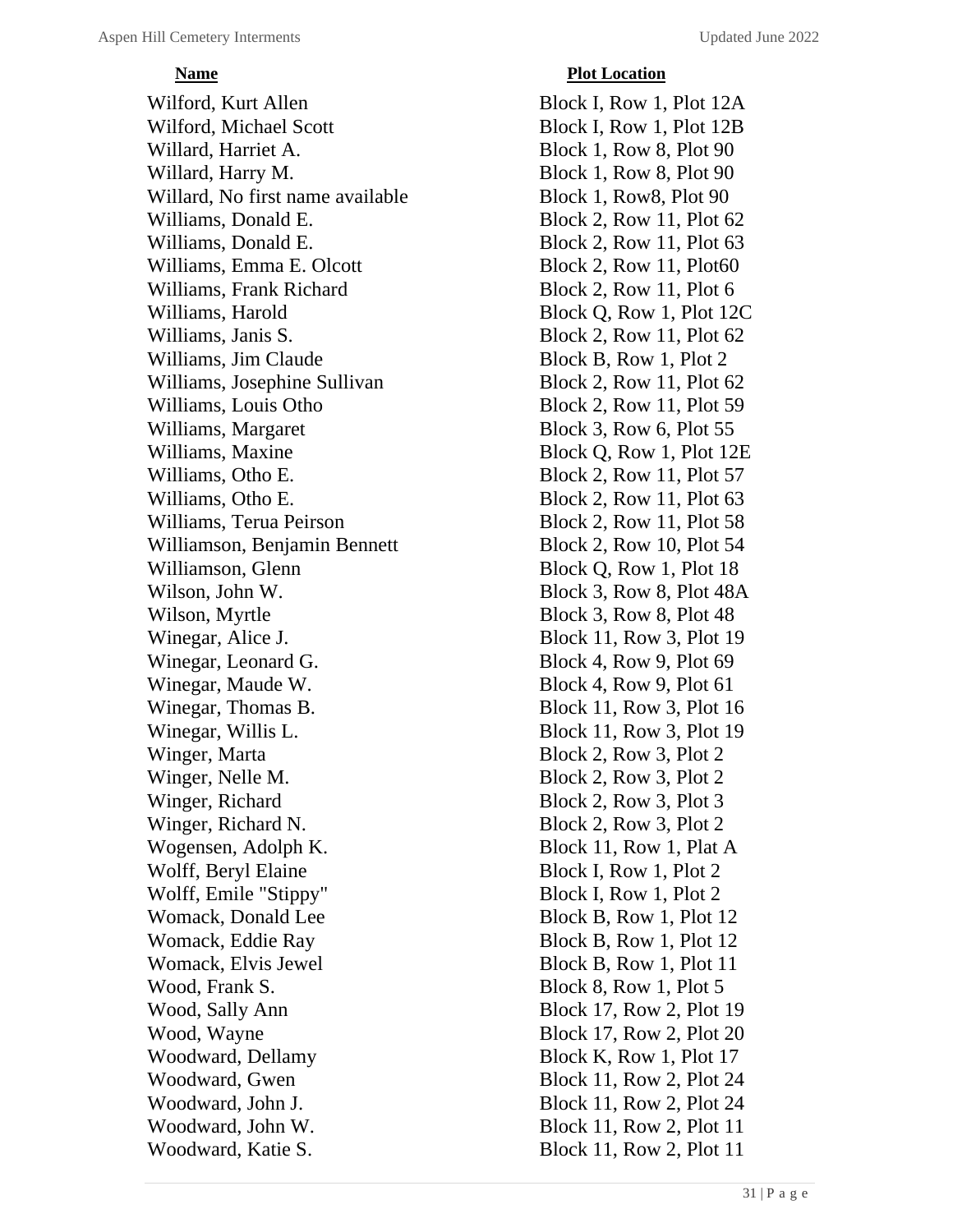| Name | Plot Location |
|---|---|
| Wilford, Kurt Allen | Block I, Row 1, Plot 12A |
| Wilford, Michael Scott | Block I, Row 1, Plot 12B |
| Willard, Harriet A. | Block 1, Row 8, Plot 90 |
| Willard, Harry M. | Block 1, Row 8, Plot 90 |
| Willard, No first name available | Block 1, Row8, Plot 90 |
| Williams, Donald E. | Block 2, Row 11, Plot 62 |
| Williams, Donald E. | Block 2, Row 11, Plot 63 |
| Williams, Emma E. Olcott | Block 2, Row 11, Plot60 |
| Williams, Frank Richard | Block 2, Row 11, Plot 6 |
| Williams, Harold | Block Q, Row 1, Plot 12C |
| Williams, Janis S. | Block 2, Row 11, Plot 62 |
| Williams, Jim Claude | Block B, Row 1, Plot 2 |
| Williams, Josephine Sullivan | Block 2, Row 11, Plot 62 |
| Williams, Louis Otho | Block 2, Row 11, Plot 59 |
| Williams, Margaret | Block 3, Row 6, Plot 55 |
| Williams, Maxine | Block Q, Row 1, Plot 12E |
| Williams, Otho E. | Block 2, Row 11, Plot 57 |
| Williams, Otho E. | Block 2, Row 11, Plot 63 |
| Williams, Terua Peirson | Block 2, Row 11, Plot 58 |
| Williamson, Benjamin Bennett | Block 2, Row 10, Plot 54 |
| Williamson, Glenn | Block Q, Row 1, Plot 18 |
| Wilson, John W. | Block 3, Row 8, Plot 48A |
| Wilson, Myrtle | Block 3, Row 8, Plot 48 |
| Winegar, Alice J. | Block 11, Row 3, Plot 19 |
| Winegar, Leonard G. | Block 4, Row 9, Plot 69 |
| Winegar, Maude W. | Block 4, Row 9, Plot 61 |
| Winegar, Thomas B. | Block 11, Row 3, Plot 16 |
| Winegar, Willis L. | Block 11, Row 3, Plot 19 |
| Winger, Marta | Block 2, Row 3, Plot 2 |
| Winger, Nelle M. | Block 2, Row 3, Plot 2 |
| Winger, Richard | Block 2, Row 3, Plot 3 |
| Winger, Richard N. | Block 2, Row 3, Plot 2 |
| Wogensen, Adolph K. | Block 11, Row 1, Plat A |
| Wolff, Beryl Elaine | Block I, Row 1, Plot 2 |
| Wolff, Emile "Stippy" | Block I, Row 1, Plot 2 |
| Womack, Donald Lee | Block B, Row 1, Plot 12 |
| Womack, Eddie Ray | Block B, Row 1, Plot 12 |
| Womack, Elvis Jewel | Block B, Row 1, Plot 11 |
| Wood, Frank S. | Block 8, Row 1, Plot 5 |
| Wood, Sally Ann | Block 17, Row 2, Plot 19 |
| Wood, Wayne | Block 17, Row 2, Plot 20 |
| Woodward, Dellamy | Block K, Row 1, Plot 17 |
| Woodward, Gwen | Block 11, Row 2, Plot 24 |
| Woodward, John J. | Block 11, Row 2, Plot 24 |
| Woodward, John W. | Block 11, Row 2, Plot 11 |
| Woodward, Katie S. | Block 11, Row 2, Plot 11 |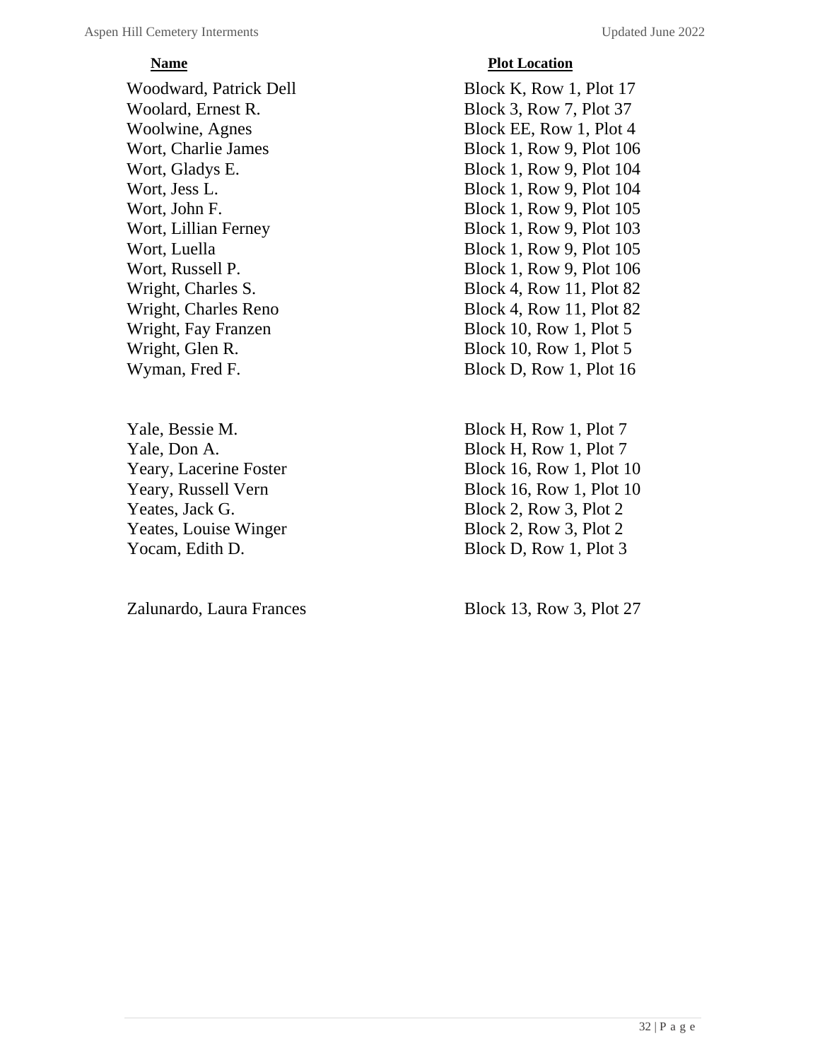| Name | Plot Location |
| --- | --- |
| Woodward, Patrick Dell | Block K, Row 1, Plot 17 |
| Woolard, Ernest R. | Block 3, Row 7, Plot 37 |
| Woolwine, Agnes | Block EE, Row 1, Plot 4 |
| Wort, Charlie James | Block 1, Row 9, Plot 106 |
| Wort, Gladys E. | Block 1, Row 9, Plot 104 |
| Wort, Jess L. | Block 1, Row 9, Plot 104 |
| Wort, John F. | Block 1, Row 9, Plot 105 |
| Wort, Lillian Ferney | Block 1, Row 9, Plot 103 |
| Wort, Luella | Block 1, Row 9, Plot 105 |
| Wort, Russell P. | Block 1, Row 9, Plot 106 |
| Wright, Charles S. | Block 4, Row 11, Plot 82 |
| Wright, Charles Reno | Block 4, Row 11, Plot 82 |
| Wright, Fay Franzen | Block 10, Row 1, Plot 5 |
| Wright, Glen R. | Block 10, Row 1, Plot 5 |
| Wyman, Fred F. | Block D, Row 1, Plot 16 |
| | |
| Yale, Bessie M. | Block H, Row 1, Plot 7 |
| Yale, Don A. | Block H, Row 1, Plot 7 |
| Yeary, Lacerine Foster | Block 16, Row 1, Plot 10 |
| Yeary, Russell Vern | Block 16, Row 1, Plot 10 |
| Yeates, Jack G. | Block 2, Row 3, Plot 2 |
| Yeates, Louise Winger | Block 2, Row 3, Plot 2 |
| Yocam, Edith D. | Block D, Row 1, Plot 3 |
| | |
| Zalunardo, Laura Frances | Block 13, Row 3, Plot 27 |